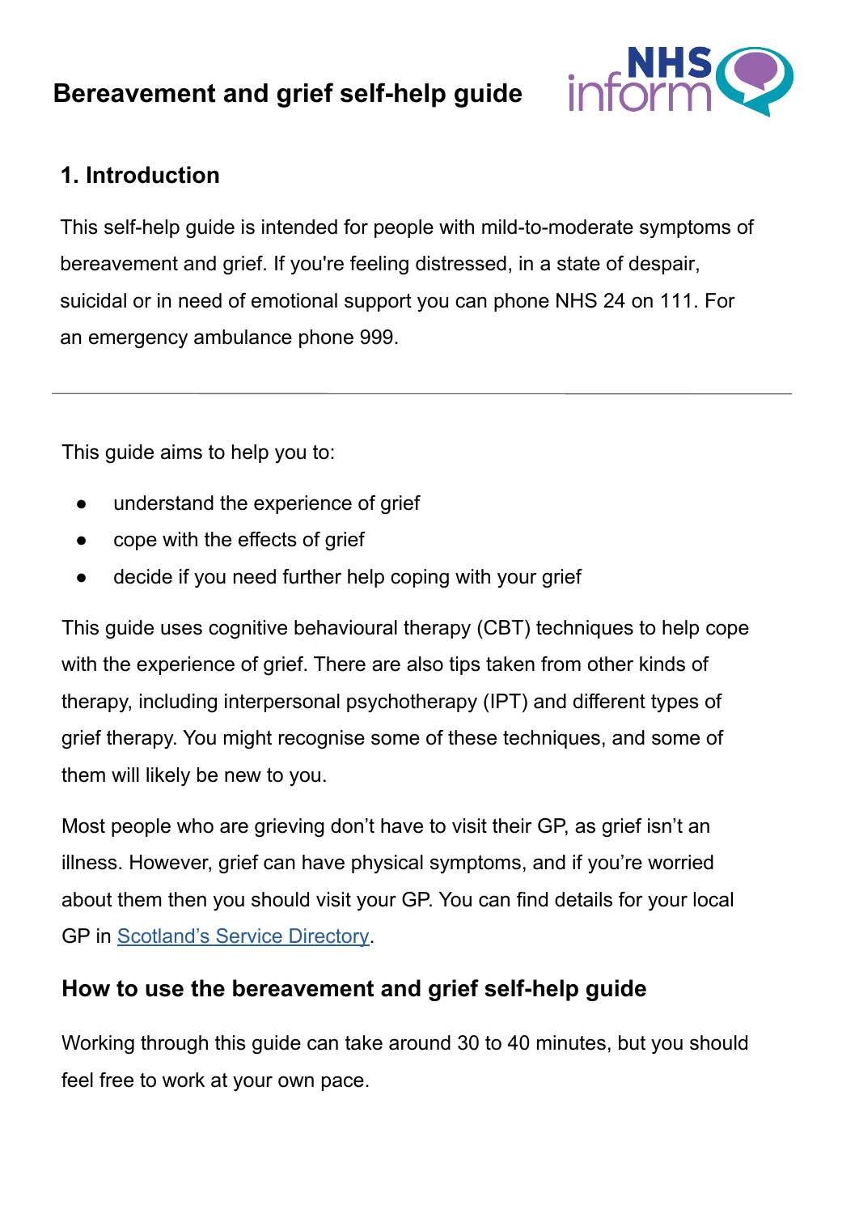# Bereavement and grief self-help guide

## 1. Introduction

This self-help guide is intended for people with mild-to-moderate symptoms of bereavement and grief. If you're feeling distressed, in a state of despair, suicidal or in need of emotional support you can phone NHS 24 on 111. For an emergency ambulance phone 999.

---

This guide aims to help you to:

- understand the experience of grief
- cope with the effects of grief
- decide if you need further help coping with your grief

This guide uses cognitive behavioural therapy (CBT) techniques to help cope with the experience of grief. There are also tips taken from other kinds of therapy, including interpersonal psychotherapy (IPT) and different types of grief therapy. You might recognise some of these techniques, and some of them will likely be new to you.

Most people who are grieving don't have to visit their GP, as grief isn't an illness. However, grief can have physical symptoms, and if you're worried about them then you should visit your GP. You can find details for your local GP in Scotland's Service Directory.

### How to use the bereavement and grief self-help guide

Working through this guide can take around 30 to 40 minutes, but you should feel free to work at your own pace.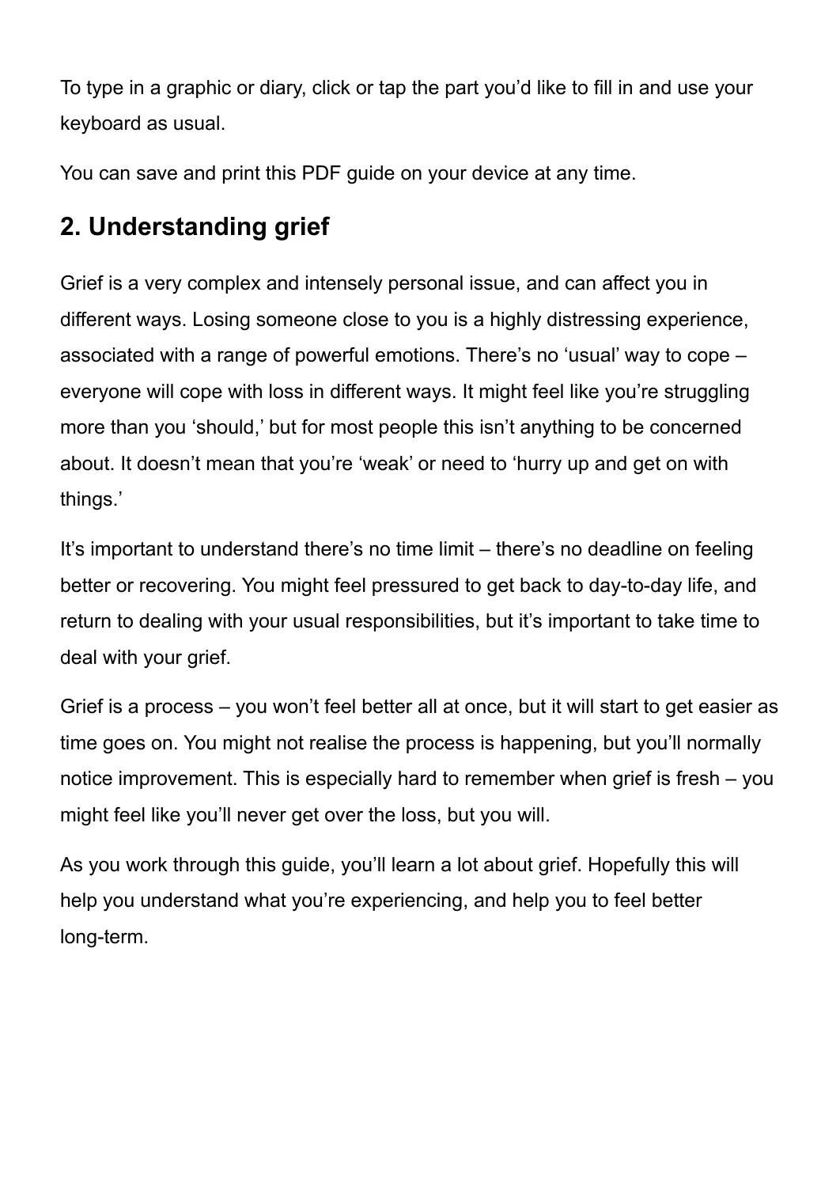To type in a graphic or diary, click or tap the part you'd like to fill in and use your keyboard as usual.

You can save and print this PDF guide on your device at any time.

## 2. Understanding grief

Grief is a very complex and intensely personal issue, and can affect you in different ways. Losing someone close to you is a highly distressing experience, associated with a range of powerful emotions. There's no 'usual' way to cope – everyone will cope with loss in different ways. It might feel like you're struggling more than you 'should,' but for most people this isn't anything to be concerned about. It doesn't mean that you're 'weak' or need to 'hurry up and get on with things.'

It's important to understand there's no time limit – there's no deadline on feeling better or recovering. You might feel pressured to get back to day-to-day life, and return to dealing with your usual responsibilities, but it's important to take time to deal with your grief.

Grief is a process – you won't feel better all at once, but it will start to get easier as time goes on. You might not realise the process is happening, but you'll normally notice improvement. This is especially hard to remember when grief is fresh – you might feel like you'll never get over the loss, but you will.

As you work through this guide, you'll learn a lot about grief. Hopefully this will help you understand what you're experiencing, and help you to feel better long-term.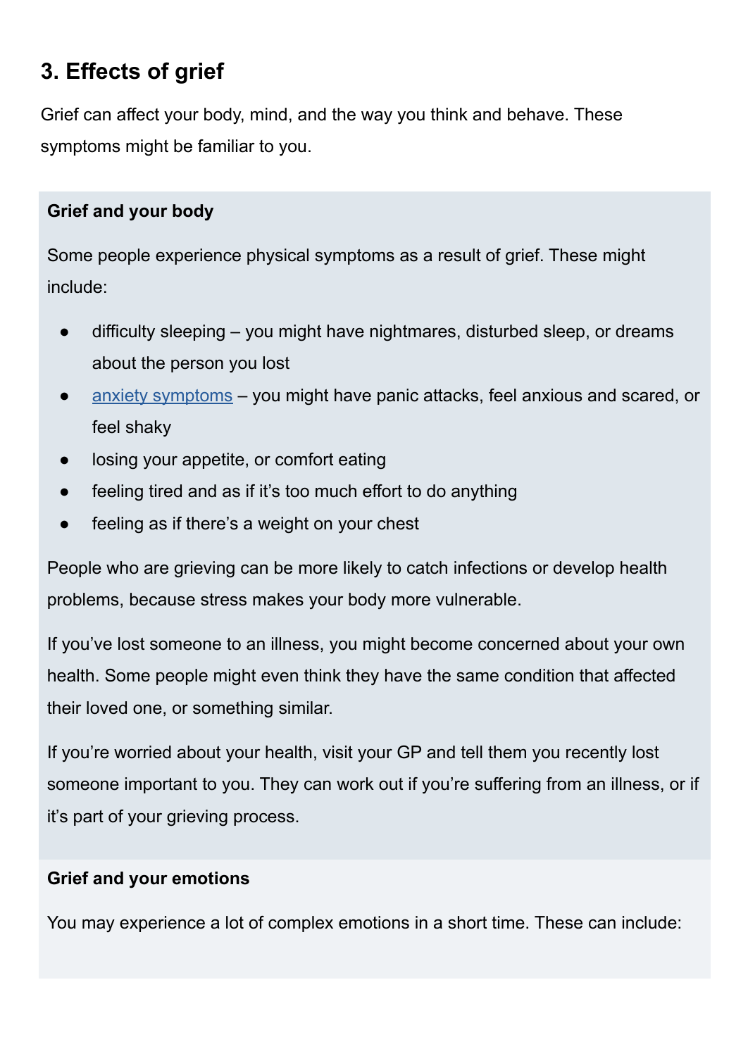## 3. Effects of grief

Grief can affect your body, mind, and the way you think and behave. These symptoms might be familiar to you.

### Grief and your body

Some people experience physical symptoms as a result of grief. These might include:

- difficulty sleeping – you might have nightmares, disturbed sleep, or dreams about the person you lost
- anxiety symptoms – you might have panic attacks, feel anxious and scared, or feel shaky
- losing your appetite, or comfort eating
- feeling tired and as if it's too much effort to do anything
- feeling as if there's a weight on your chest

People who are grieving can be more likely to catch infections or develop health problems, because stress makes your body more vulnerable.

If you've lost someone to an illness, you might become concerned about your own health. Some people might even think they have the same condition that affected their loved one, or something similar.

If you're worried about your health, visit your GP and tell them you recently lost someone important to you. They can work out if you're suffering from an illness, or if it's part of your grieving process.

### Grief and your emotions

You may experience a lot of complex emotions in a short time. These can include: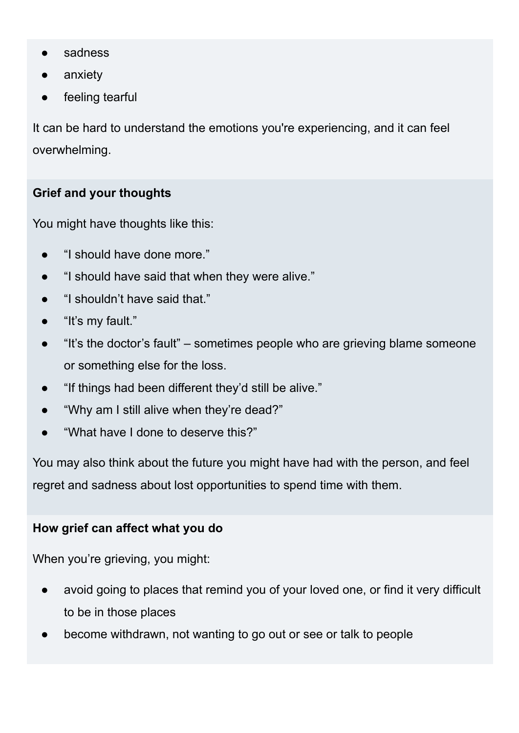- sadness
- anxiety
- feeling tearful

It can be hard to understand the emotions you're experiencing, and it can feel overwhelming.

**Grief and your thoughts**

You might have thoughts like this:

- “I should have done more.”
- “I should have said that when they were alive.”
- “I shouldn’t have said that.”
- “It’s my fault.”
- “It’s the doctor’s fault” – sometimes people who are grieving blame someone or something else for the loss.
- “If things had been different they’d still be alive.”
- “Why am I still alive when they’re dead?”
- “What have I done to deserve this?”

You may also think about the future you might have had with the person, and feel regret and sadness about lost opportunities to spend time with them.

**How grief can affect what you do**

When you’re grieving, you might:

- avoid going to places that remind you of your loved one, or find it very difficult to be in those places
- become withdrawn, not wanting to go out or see or talk to people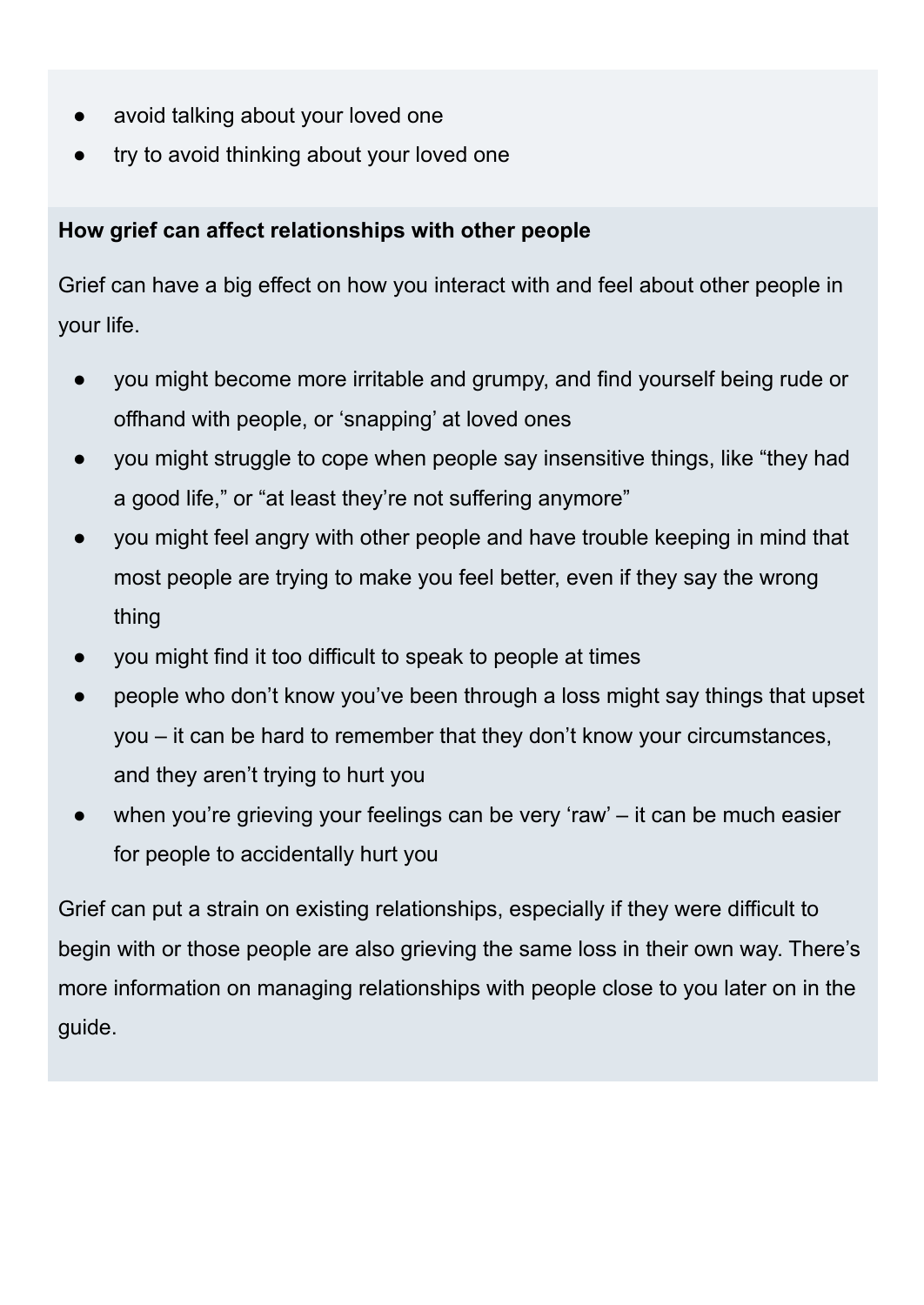- avoid talking about your loved one
- try to avoid thinking about your loved one

**How grief can affect relationships with other people**

Grief can have a big effect on how you interact with and feel about other people in your life.

- you might become more irritable and grumpy, and find yourself being rude or offhand with people, or 'snapping' at loved ones
- you might struggle to cope when people say insensitive things, like "they had a good life," or "at least they're not suffering anymore"
- you might feel angry with other people and have trouble keeping in mind that most people are trying to make you feel better, even if they say the wrong thing
- you might find it too difficult to speak to people at times
- people who don't know you've been through a loss might say things that upset you – it can be hard to remember that they don't know your circumstances, and they aren't trying to hurt you
- when you're grieving your feelings can be very 'raw' – it can be much easier for people to accidentally hurt you

Grief can put a strain on existing relationships, especially if they were difficult to begin with or those people are also grieving the same loss in their own way. There's more information on managing relationships with people close to you later on in the guide.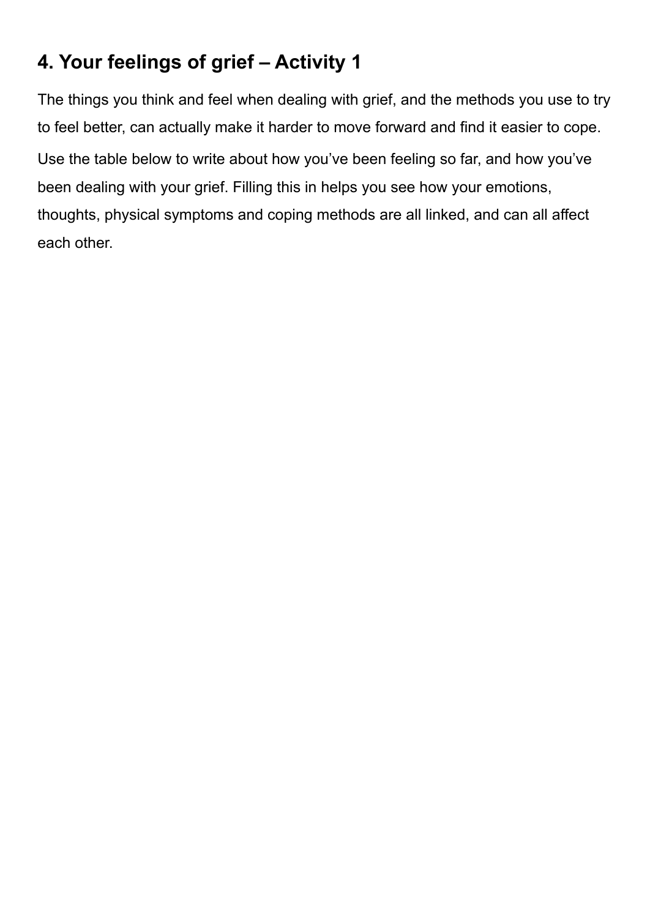## 4. Your feelings of grief – Activity 1

The things you think and feel when dealing with grief, and the methods you use to try to feel better, can actually make it harder to move forward and find it easier to cope.

Use the table below to write about how you've been feeling so far, and how you've been dealing with your grief. Filling this in helps you see how your emotions, thoughts, physical symptoms and coping methods are all linked, and can all affect each other.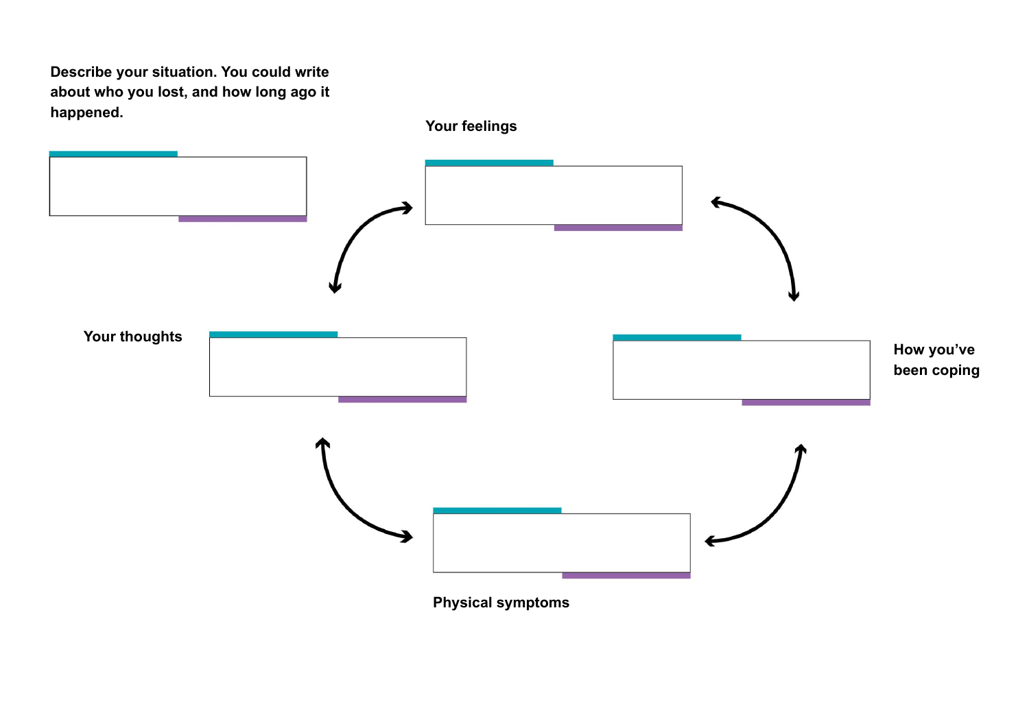**Describe your situation. You could write about who you lost, and how long ago it happened.**

**Your feelings**

**Your thoughts**

**How you've been coping**

**Physical symptoms**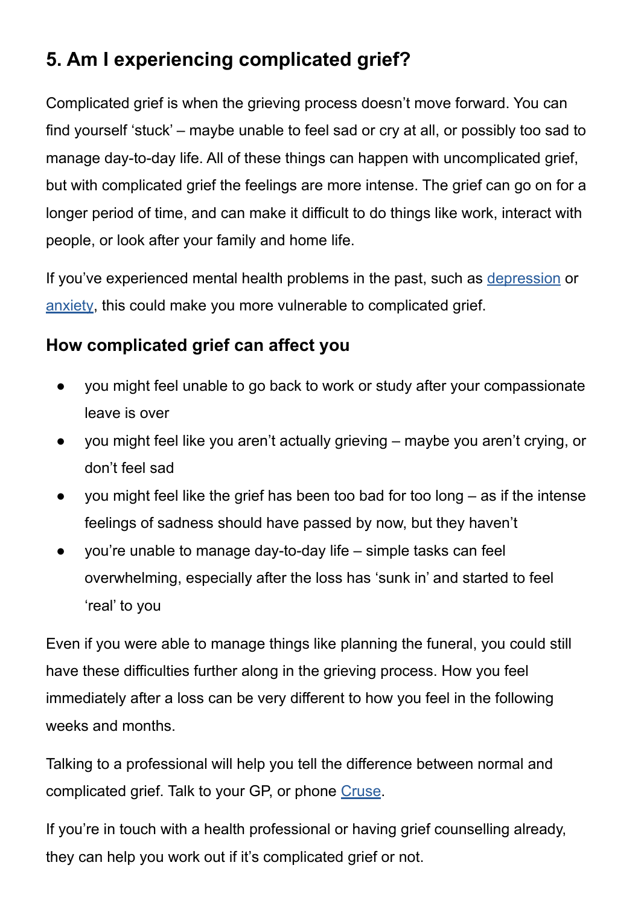## 5. Am I experiencing complicated grief?

Complicated grief is when the grieving process doesn't move forward. You can find yourself 'stuck' – maybe unable to feel sad or cry at all, or possibly too sad to manage day-to-day life. All of these things can happen with uncomplicated grief, but with complicated grief the feelings are more intense. The grief can go on for a longer period of time, and can make it difficult to do things like work, interact with people, or look after your family and home life.

If you've experienced mental health problems in the past, such as [depression]() or [anxiety](), this could make you more vulnerable to complicated grief.

### How complicated grief can affect you

- you might feel unable to go back to work or study after your compassionate leave is over
- you might feel like you aren't actually grieving – maybe you aren't crying, or don't feel sad
- you might feel like the grief has been too bad for too long – as if the intense feelings of sadness should have passed by now, but they haven't
- you're unable to manage day-to-day life – simple tasks can feel overwhelming, especially after the loss has 'sunk in' and started to feel 'real' to you

Even if you were able to manage things like planning the funeral, you could still have these difficulties further along in the grieving process. How you feel immediately after a loss can be very different to how you feel in the following weeks and months.

Talking to a professional will help you tell the difference between normal and complicated grief. Talk to your GP, or phone [Cruse]().

If you're in touch with a health professional or having grief counselling already, they can help you work out if it's complicated grief or not.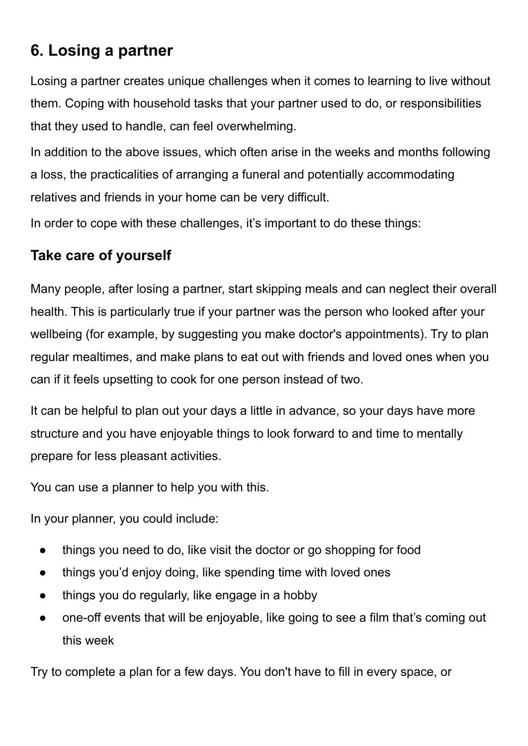## 6. Losing a partner

Losing a partner creates unique challenges when it comes to learning to live without them. Coping with household tasks that your partner used to do, or responsibilities that they used to handle, can feel overwhelming.

In addition to the above issues, which often arise in the weeks and months following a loss, the practicalities of arranging a funeral and potentially accommodating relatives and friends in your home can be very difficult.

In order to cope with these challenges, it's important to do these things:

### Take care of yourself

Many people, after losing a partner, start skipping meals and can neglect their overall health. This is particularly true if your partner was the person who looked after your wellbeing (for example, by suggesting you make doctor's appointments). Try to plan regular mealtimes, and make plans to eat out with friends and loved ones when you can if it feels upsetting to cook for one person instead of two.

It can be helpful to plan out your days a little in advance, so your days have more structure and you have enjoyable things to look forward to and time to mentally prepare for less pleasant activities.

You can use a planner to help you with this.

In your planner, you could include:

- things you need to do, like visit the doctor or go shopping for food
- things you'd enjoy doing, like spending time with loved ones
- things you do regularly, like engage in a hobby
- one-off events that will be enjoyable, like going to see a film that's coming out this week

Try to complete a plan for a few days. You don't have to fill in every space, or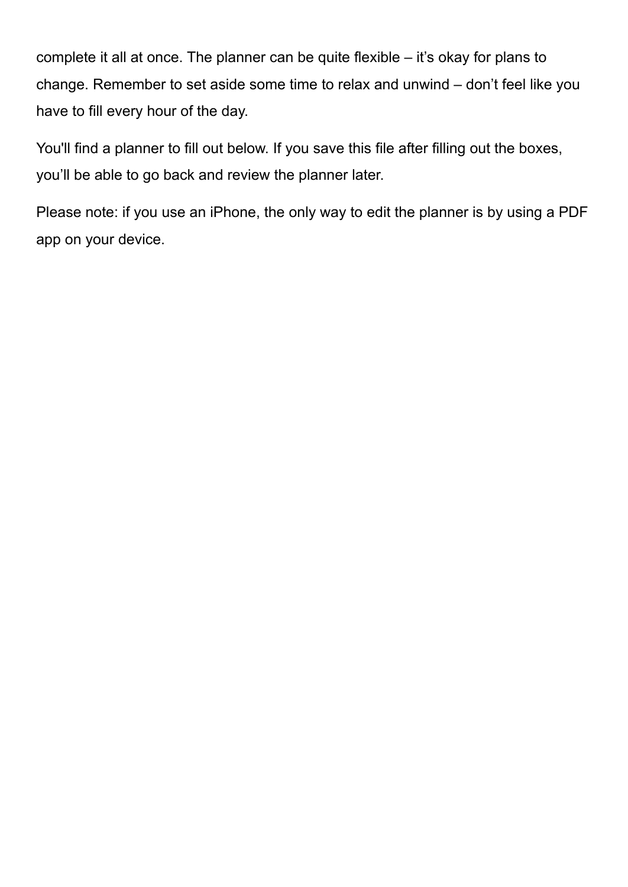complete it all at once. The planner can be quite flexible – it's okay for plans to change. Remember to set aside some time to relax and unwind – don't feel like you have to fill every hour of the day.

You'll find a planner to fill out below. If you save this file after filling out the boxes, you'll be able to go back and review the planner later.

Please note: if you use an iPhone, the only way to edit the planner is by using a PDF app on your device.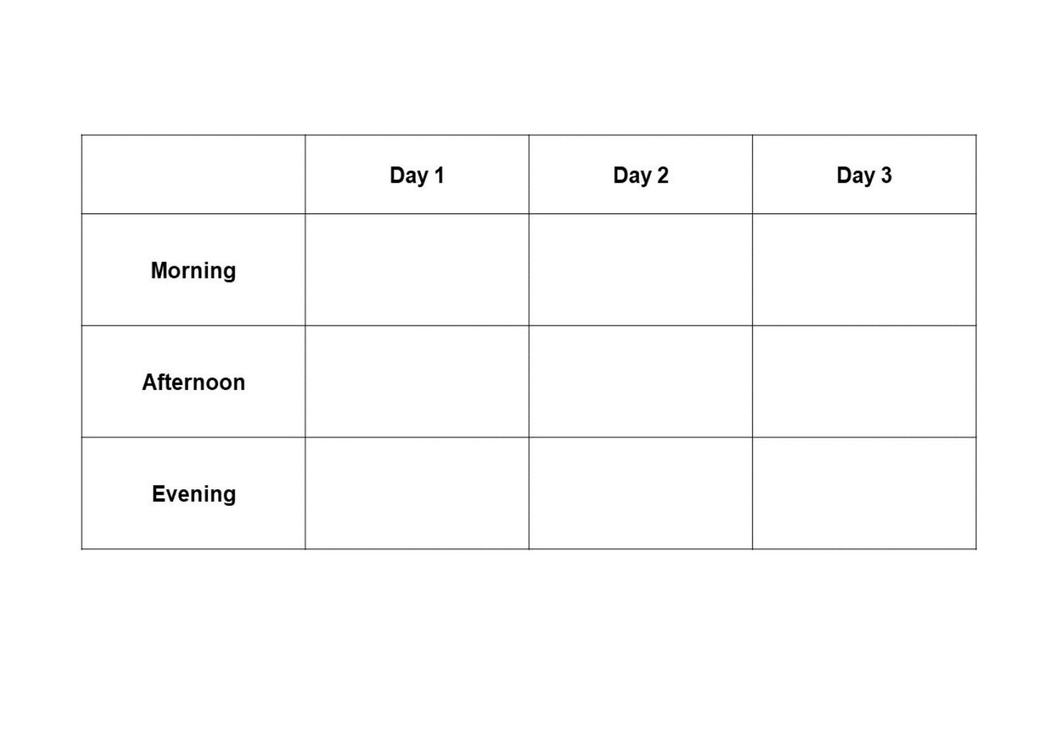| | Day 1 | Day 2 | Day 3 |
|---|---|---|---|
| **Morning** | | | |
| **Afternoon** | | | |
| **Evening** | | | |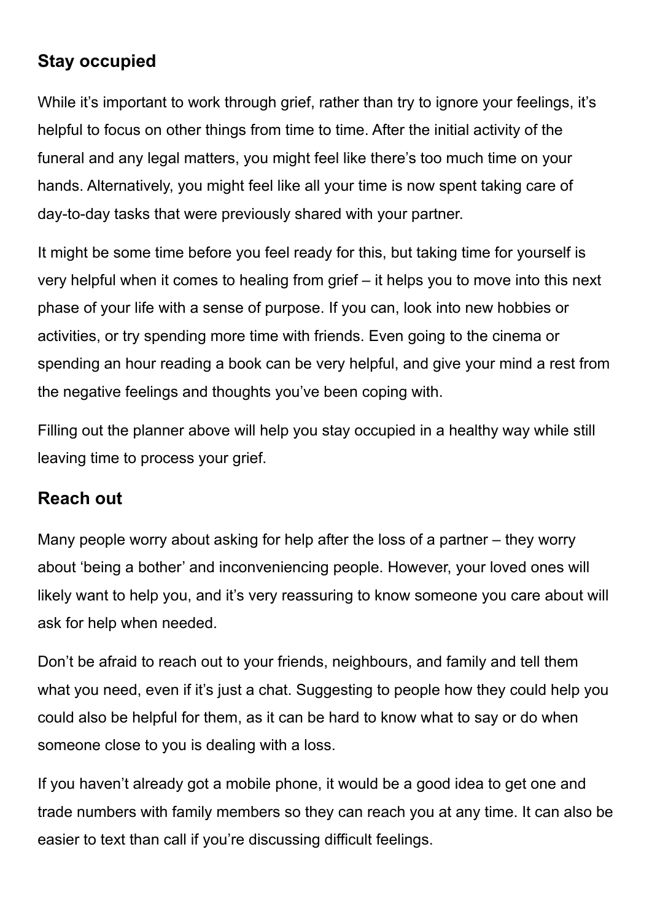## Stay occupied

While it's important to work through grief, rather than try to ignore your feelings, it's helpful to focus on other things from time to time. After the initial activity of the funeral and any legal matters, you might feel like there's too much time on your hands. Alternatively, you might feel like all your time is now spent taking care of day-to-day tasks that were previously shared with your partner.

It might be some time before you feel ready for this, but taking time for yourself is very helpful when it comes to healing from grief – it helps you to move into this next phase of your life with a sense of purpose. If you can, look into new hobbies or activities, or try spending more time with friends. Even going to the cinema or spending an hour reading a book can be very helpful, and give your mind a rest from the negative feelings and thoughts you've been coping with.

Filling out the planner above will help you stay occupied in a healthy way while still leaving time to process your grief.

## Reach out

Many people worry about asking for help after the loss of a partner – they worry about 'being a bother' and inconveniencing people. However, your loved ones will likely want to help you, and it's very reassuring to know someone you care about will ask for help when needed.

Don't be afraid to reach out to your friends, neighbours, and family and tell them what you need, even if it's just a chat. Suggesting to people how they could help you could also be helpful for them, as it can be hard to know what to say or do when someone close to you is dealing with a loss.

If you haven't already got a mobile phone, it would be a good idea to get one and trade numbers with family members so they can reach you at any time. It can also be easier to text than call if you're discussing difficult feelings.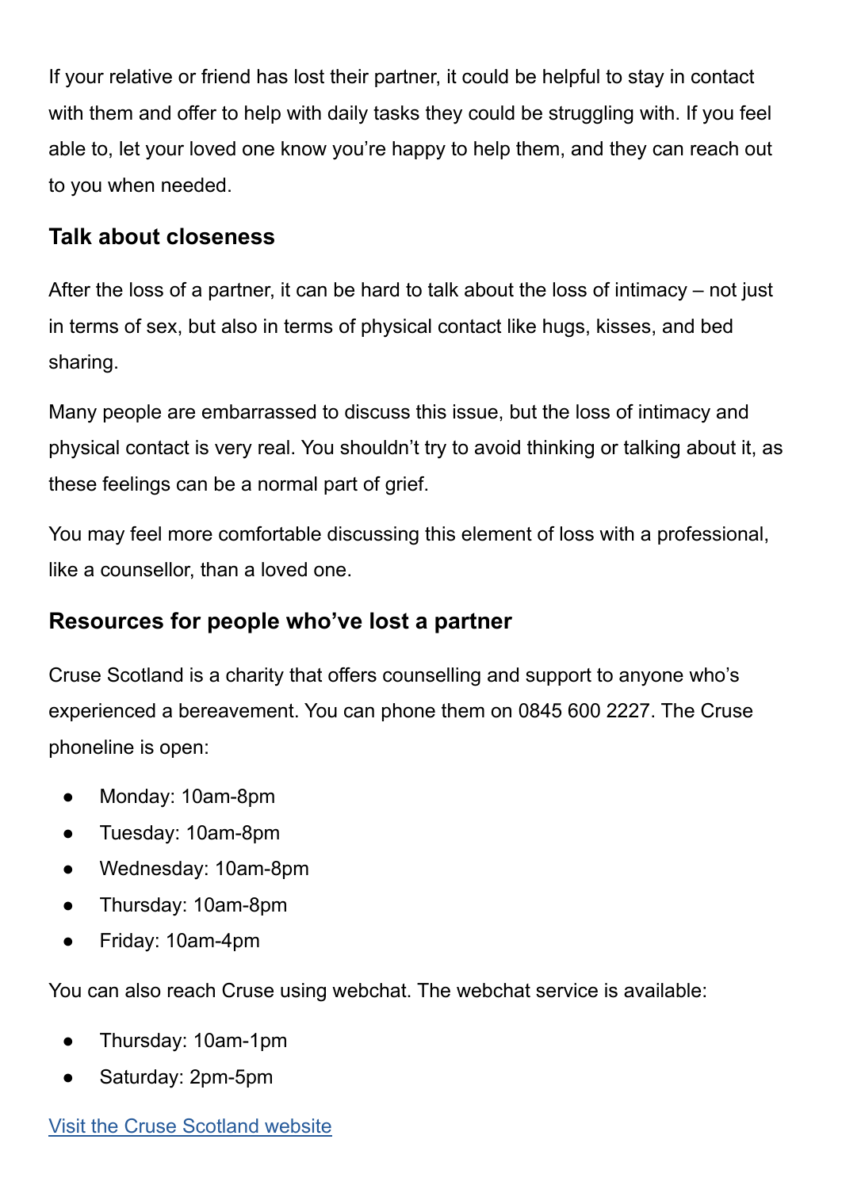If your relative or friend has lost their partner, it could be helpful to stay in contact with them and offer to help with daily tasks they could be struggling with. If you feel able to, let your loved one know you're happy to help them, and they can reach out to you when needed.

### Talk about closeness

After the loss of a partner, it can be hard to talk about the loss of intimacy – not just in terms of sex, but also in terms of physical contact like hugs, kisses, and bed sharing.

Many people are embarrassed to discuss this issue, but the loss of intimacy and physical contact is very real. You shouldn't try to avoid thinking or talking about it, as these feelings can be a normal part of grief.

You may feel more comfortable discussing this element of loss with a professional, like a counsellor, than a loved one.

### Resources for people who've lost a partner

Cruse Scotland is a charity that offers counselling and support to anyone who's experienced a bereavement. You can phone them on 0845 600 2227. The Cruse phoneline is open:

- Monday: 10am-8pm
- Tuesday: 10am-8pm
- Wednesday: 10am-8pm
- Thursday: 10am-8pm
- Friday: 10am-4pm

You can also reach Cruse using webchat. The webchat service is available:

- Thursday: 10am-1pm
- Saturday: 2pm-5pm

[Visit the Cruse Scotland website]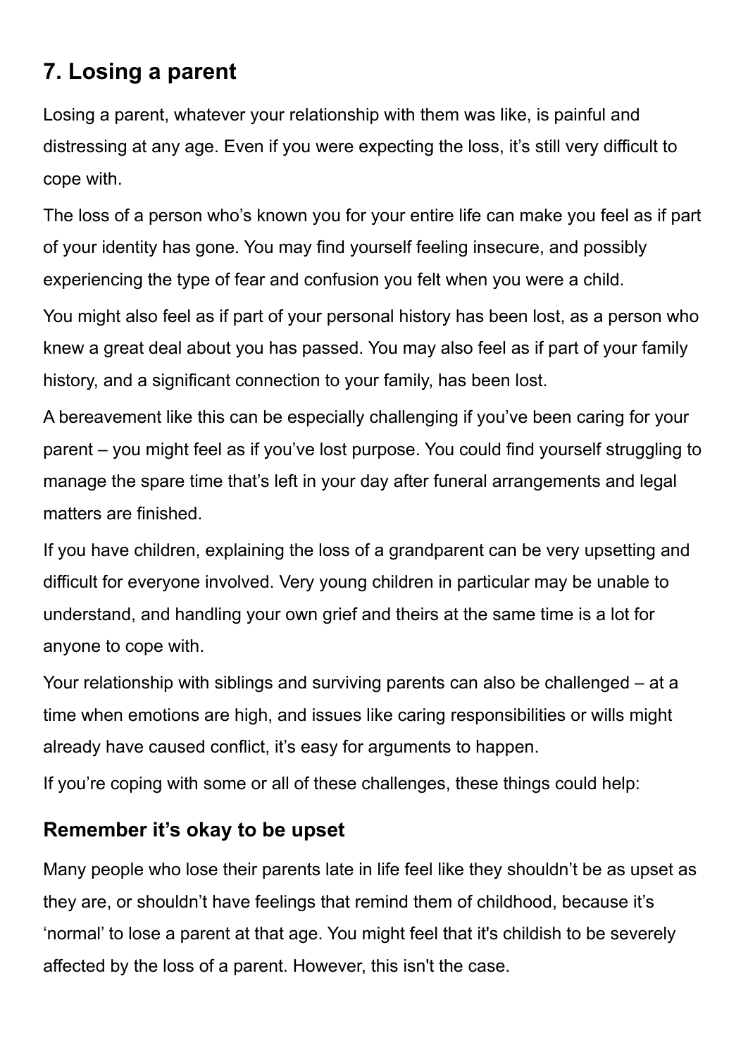## 7. Losing a parent

Losing a parent, whatever your relationship with them was like, is painful and distressing at any age. Even if you were expecting the loss, it's still very difficult to cope with.

The loss of a person who's known you for your entire life can make you feel as if part of your identity has gone. You may find yourself feeling insecure, and possibly experiencing the type of fear and confusion you felt when you were a child.

You might also feel as if part of your personal history has been lost, as a person who knew a great deal about you has passed. You may also feel as if part of your family history, and a significant connection to your family, has been lost.

A bereavement like this can be especially challenging if you've been caring for your parent – you might feel as if you've lost purpose. You could find yourself struggling to manage the spare time that's left in your day after funeral arrangements and legal matters are finished.

If you have children, explaining the loss of a grandparent can be very upsetting and difficult for everyone involved. Very young children in particular may be unable to understand, and handling your own grief and theirs at the same time is a lot for anyone to cope with.

Your relationship with siblings and surviving parents can also be challenged – at a time when emotions are high, and issues like caring responsibilities or wills might already have caused conflict, it's easy for arguments to happen.

If you're coping with some or all of these challenges, these things could help:

### Remember it's okay to be upset

Many people who lose their parents late in life feel like they shouldn't be as upset as they are, or shouldn't have feelings that remind them of childhood, because it's 'normal' to lose a parent at that age. You might feel that it's childish to be severely affected by the loss of a parent. However, this isn't the case.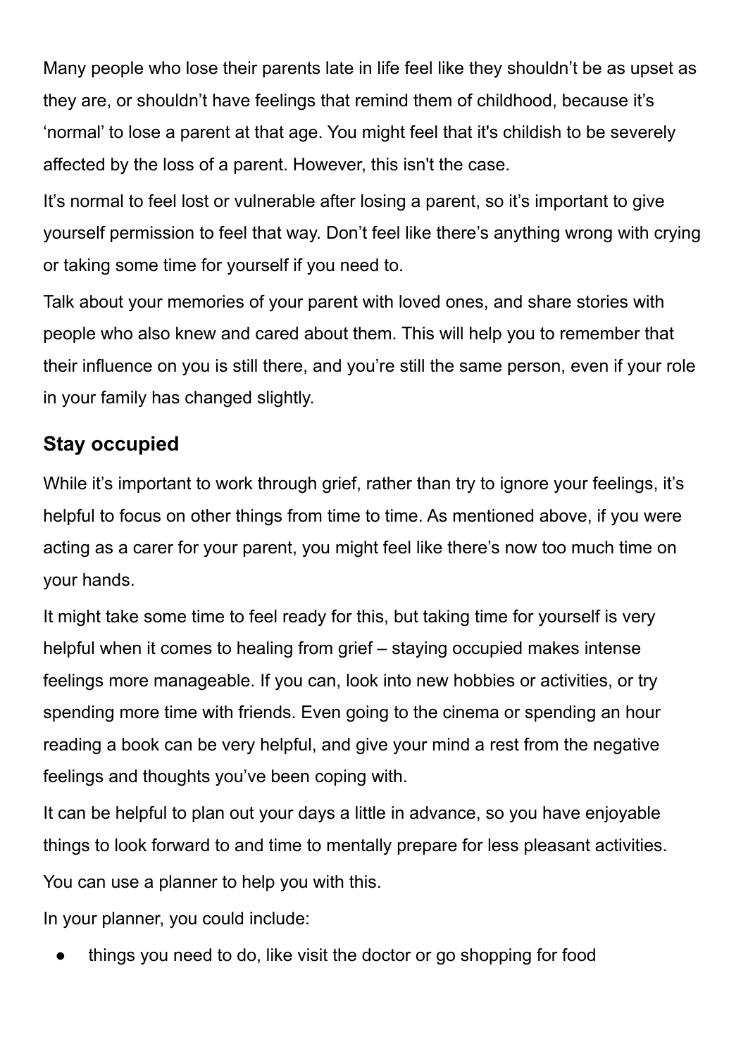Many people who lose their parents late in life feel like they shouldn't be as upset as they are, or shouldn't have feelings that remind them of childhood, because it's 'normal' to lose a parent at that age. You might feel that it's childish to be severely affected by the loss of a parent. However, this isn't the case.

It's normal to feel lost or vulnerable after losing a parent, so it's important to give yourself permission to feel that way. Don't feel like there's anything wrong with crying or taking some time for yourself if you need to.

Talk about your memories of your parent with loved ones, and share stories with people who also knew and cared about them. This will help you to remember that their influence on you is still there, and you're still the same person, even if your role in your family has changed slightly.

## Stay occupied

While it's important to work through grief, rather than try to ignore your feelings, it's helpful to focus on other things from time to time. As mentioned above, if you were acting as a carer for your parent, you might feel like there's now too much time on your hands.

It might take some time to feel ready for this, but taking time for yourself is very helpful when it comes to healing from grief – staying occupied makes intense feelings more manageable. If you can, look into new hobbies or activities, or try spending more time with friends. Even going to the cinema or spending an hour reading a book can be very helpful, and give your mind a rest from the negative feelings and thoughts you've been coping with.

It can be helpful to plan out your days a little in advance, so you have enjoyable things to look forward to and time to mentally prepare for less pleasant activities. You can use a planner to help you with this.

In your planner, you could include:

- things you need to do, like visit the doctor or go shopping for food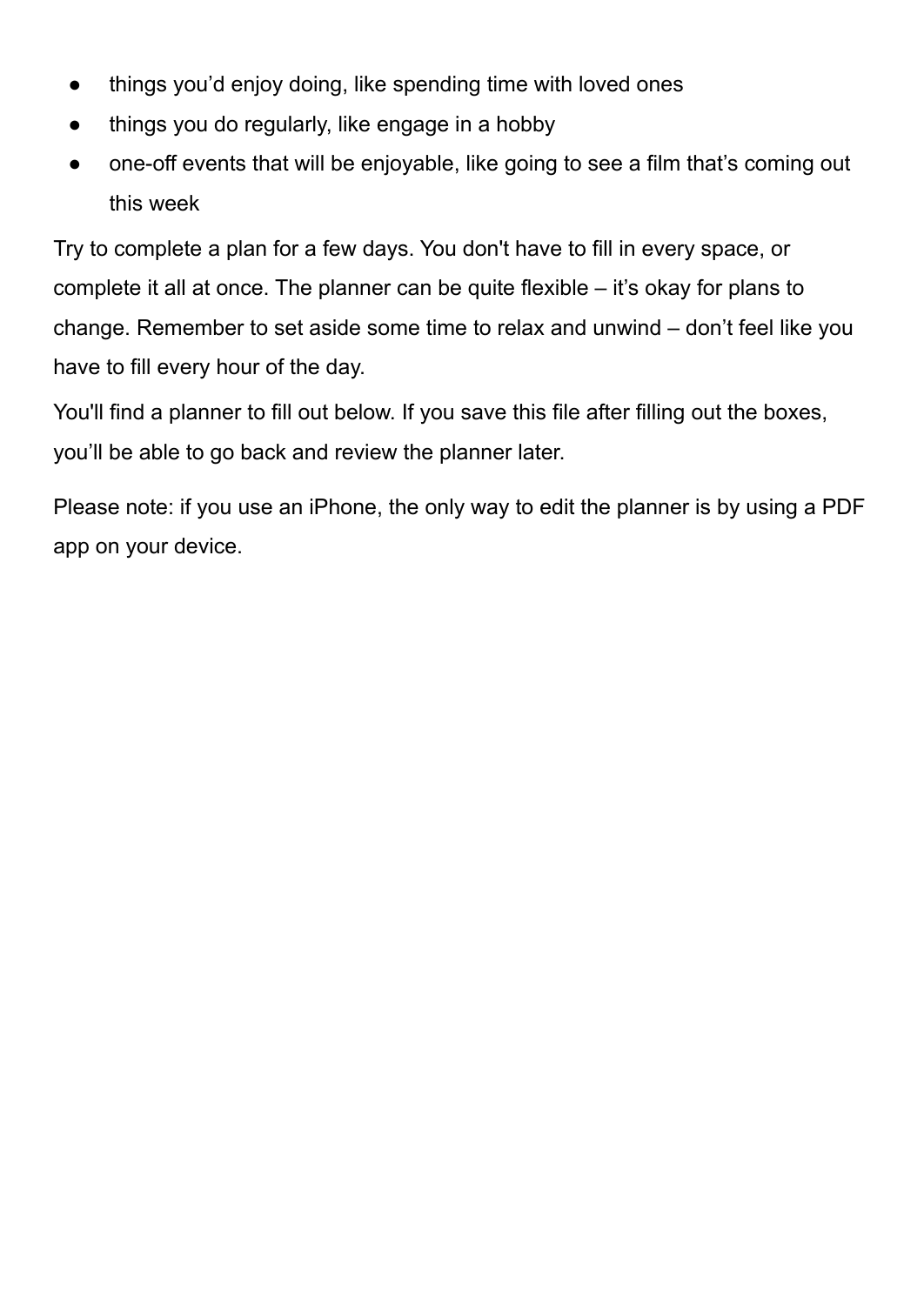- things you'd enjoy doing, like spending time with loved ones
- things you do regularly, like engage in a hobby
- one-off events that will be enjoyable, like going to see a film that's coming out this week

Try to complete a plan for a few days. You don't have to fill in every space, or complete it all at once. The planner can be quite flexible – it's okay for plans to change. Remember to set aside some time to relax and unwind – don't feel like you have to fill every hour of the day.

You'll find a planner to fill out below. If you save this file after filling out the boxes, you'll be able to go back and review the planner later.

Please note: if you use an iPhone, the only way to edit the planner is by using a PDF app on your device.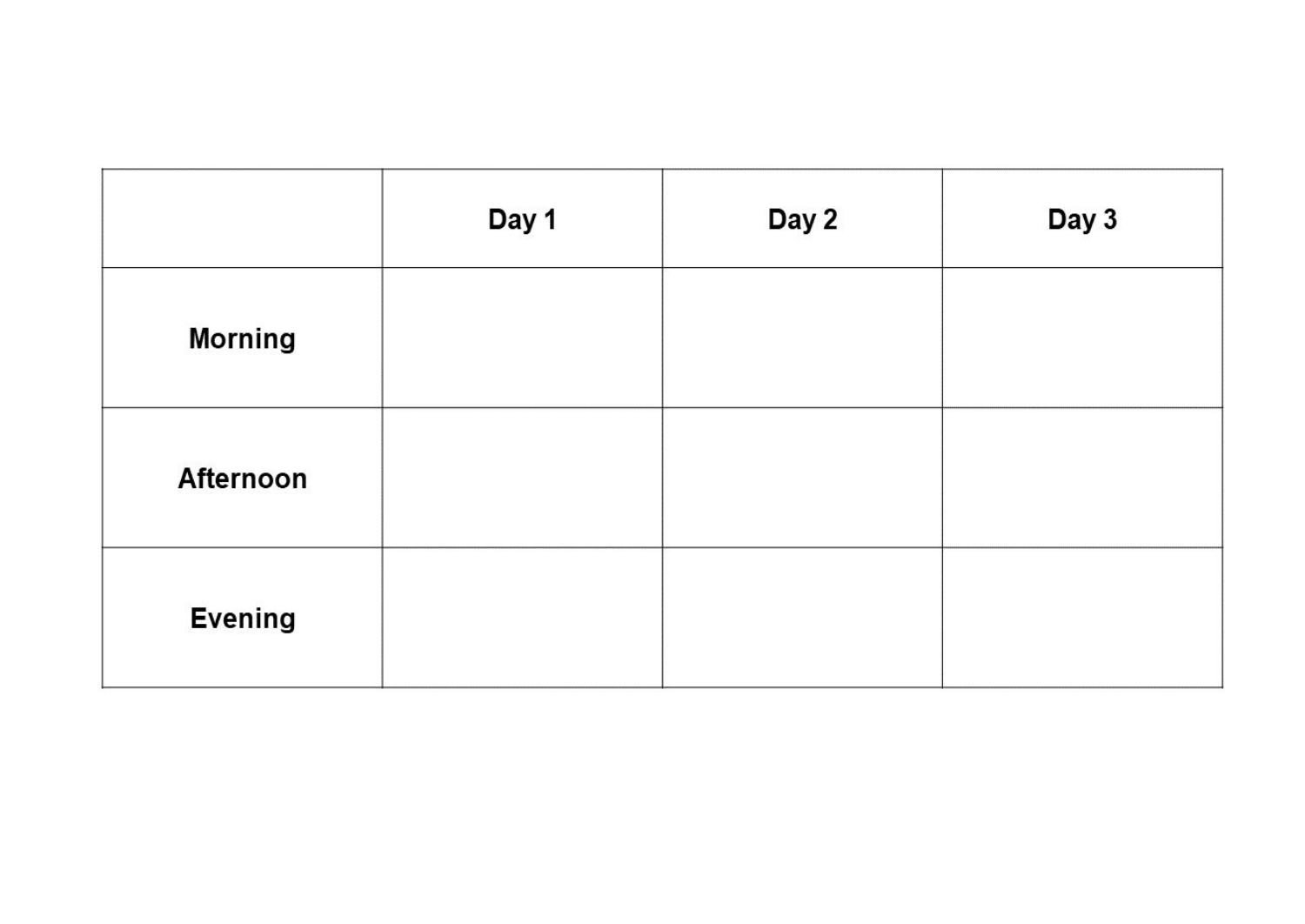| | Day 1 | Day 2 | Day 3 |
|---|---|---|---|
| **Morning** | | | |
| **Afternoon** | | | |
| **Evening** | | | |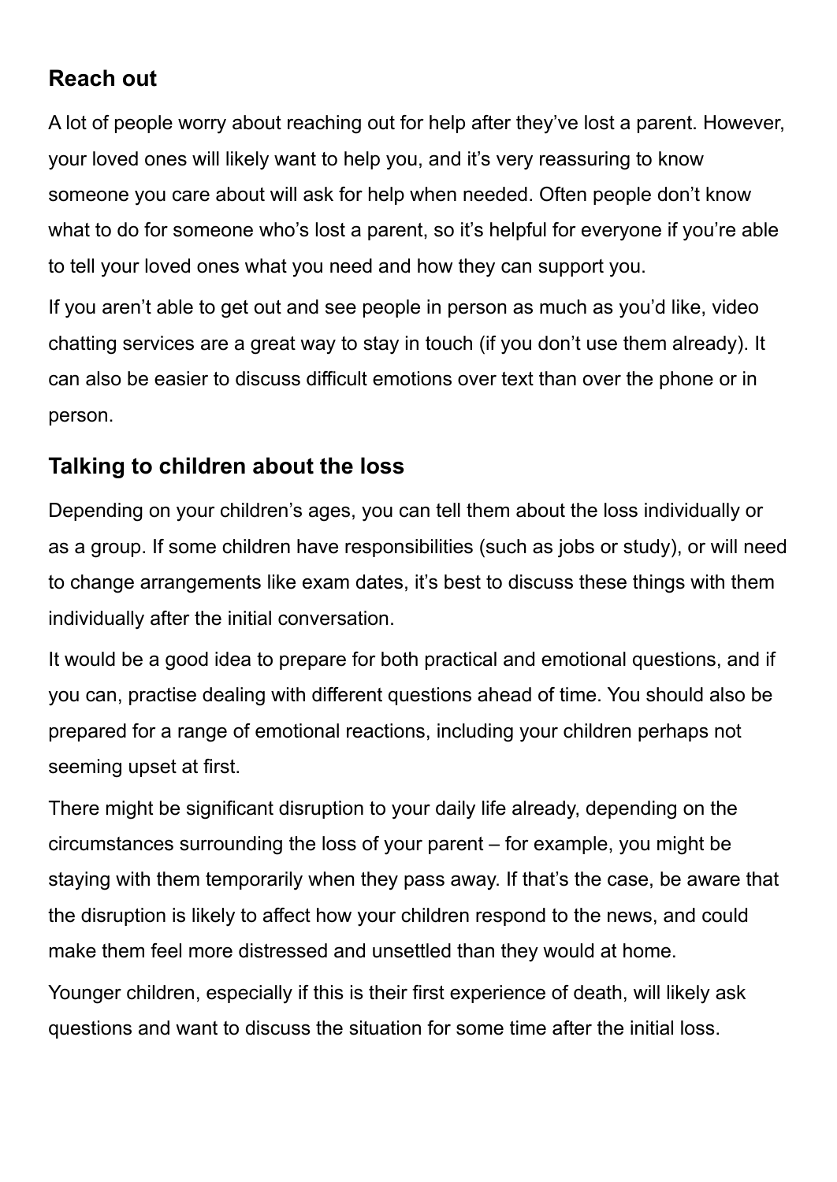## Reach out

A lot of people worry about reaching out for help after they've lost a parent. However, your loved ones will likely want to help you, and it's very reassuring to know someone you care about will ask for help when needed. Often people don't know what to do for someone who's lost a parent, so it's helpful for everyone if you're able to tell your loved ones what you need and how they can support you.

If you aren't able to get out and see people in person as much as you'd like, video chatting services are a great way to stay in touch (if you don't use them already). It can also be easier to discuss difficult emotions over text than over the phone or in person.

## Talking to children about the loss

Depending on your children's ages, you can tell them about the loss individually or as a group. If some children have responsibilities (such as jobs or study), or will need to change arrangements like exam dates, it's best to discuss these things with them individually after the initial conversation.

It would be a good idea to prepare for both practical and emotional questions, and if you can, practise dealing with different questions ahead of time. You should also be prepared for a range of emotional reactions, including your children perhaps not seeming upset at first.

There might be significant disruption to your daily life already, depending on the circumstances surrounding the loss of your parent – for example, you might be staying with them temporarily when they pass away. If that's the case, be aware that the disruption is likely to affect how your children respond to the news, and could make them feel more distressed and unsettled than they would at home.

Younger children, especially if this is their first experience of death, will likely ask questions and want to discuss the situation for some time after the initial loss.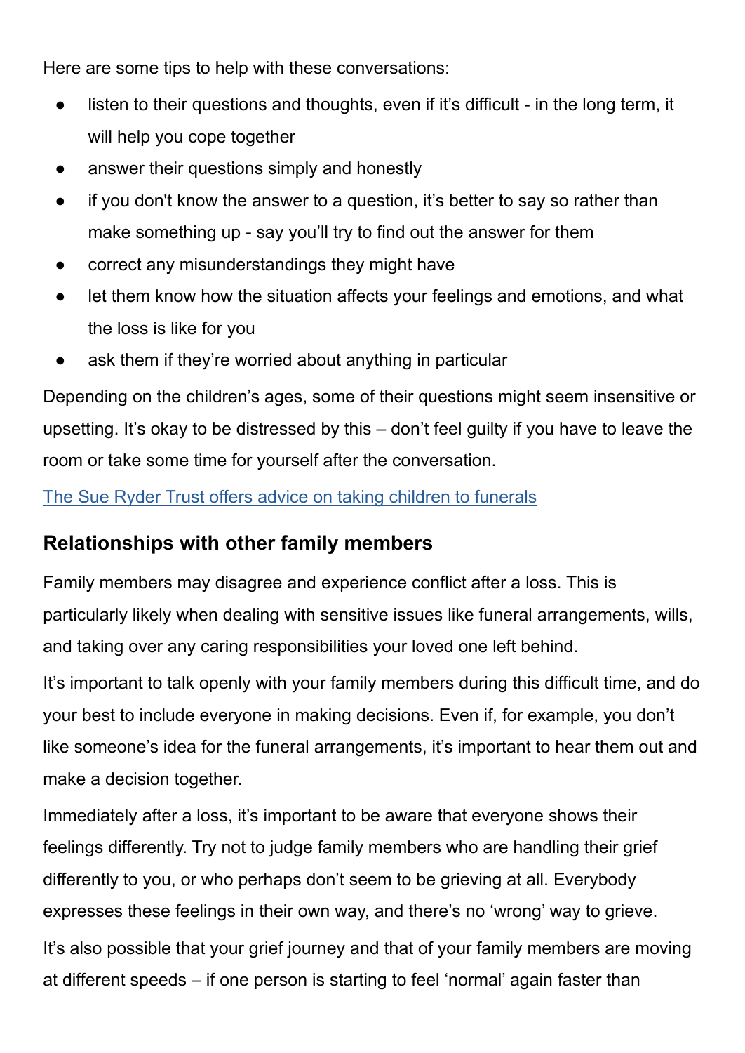Here are some tips to help with these conversations:

- listen to their questions and thoughts, even if it's difficult - in the long term, it will help you cope together
- answer their questions simply and honestly
- if you don't know the answer to a question, it's better to say so rather than make something up - say you'll try to find out the answer for them
- correct any misunderstandings they might have
- let them know how the situation affects your feelings and emotions, and what the loss is like for you
- ask them if they're worried about anything in particular

Depending on the children's ages, some of their questions might seem insensitive or upsetting. It's okay to be distressed by this – don't feel guilty if you have to leave the room or take some time for yourself after the conversation.

The Sue Ryder Trust offers advice on taking children to funerals

## Relationships with other family members

Family members may disagree and experience conflict after a loss. This is particularly likely when dealing with sensitive issues like funeral arrangements, wills, and taking over any caring responsibilities your loved one left behind.

It's important to talk openly with your family members during this difficult time, and do your best to include everyone in making decisions. Even if, for example, you don't like someone's idea for the funeral arrangements, it's important to hear them out and make a decision together.

Immediately after a loss, it's important to be aware that everyone shows their feelings differently. Try not to judge family members who are handling their grief differently to you, or who perhaps don't seem to be grieving at all. Everybody expresses these feelings in their own way, and there's no 'wrong' way to grieve.

It's also possible that your grief journey and that of your family members are moving at different speeds – if one person is starting to feel 'normal' again faster than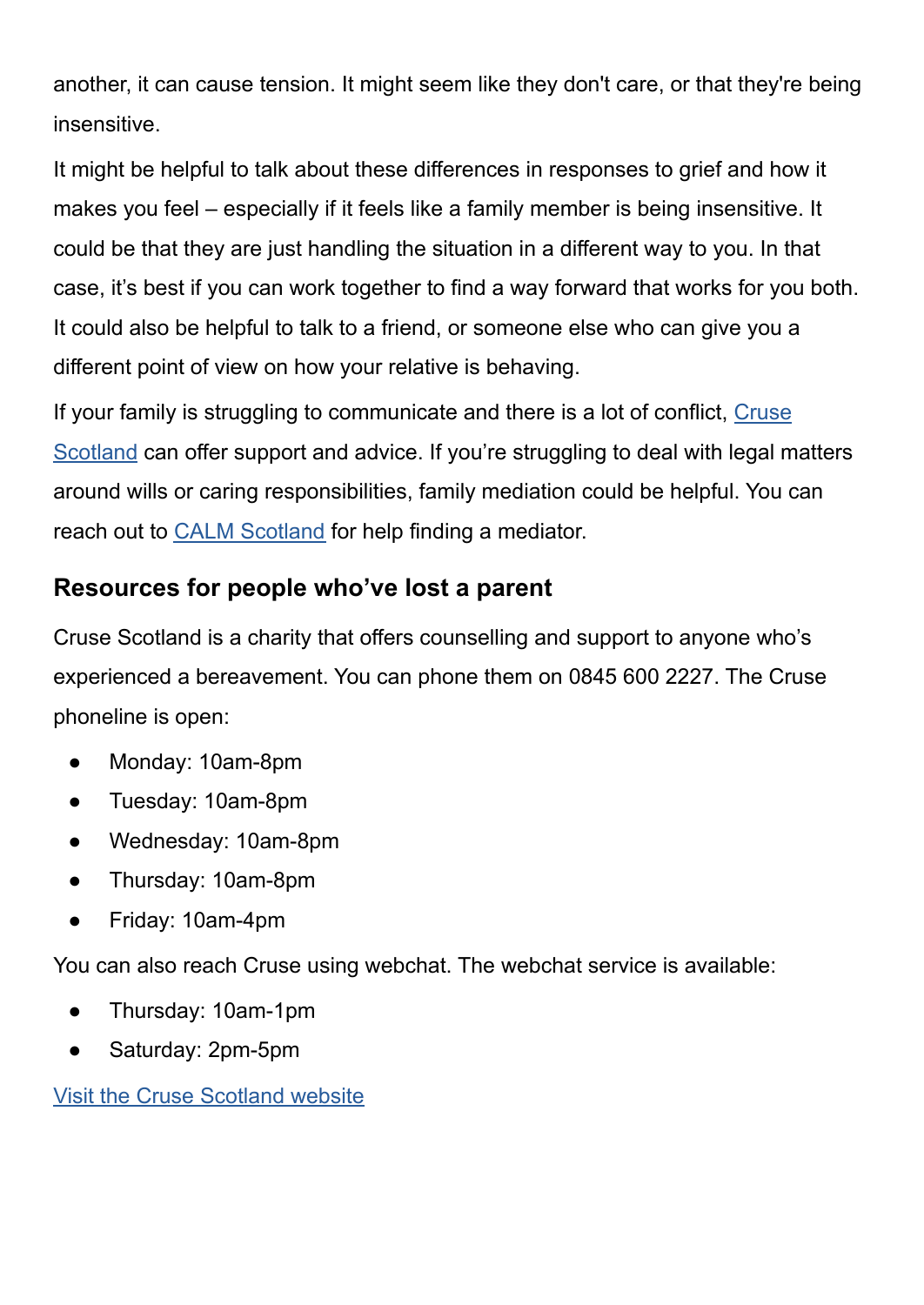another, it can cause tension. It might seem like they don't care, or that they're being insensitive.

It might be helpful to talk about these differences in responses to grief and how it makes you feel – especially if it feels like a family member is being insensitive. It could be that they are just handling the situation in a different way to you. In that case, it's best if you can work together to find a way forward that works for you both. It could also be helpful to talk to a friend, or someone else who can give you a different point of view on how your relative is behaving.

If your family is struggling to communicate and there is a lot of conflict, Cruse Scotland can offer support and advice. If you're struggling to deal with legal matters around wills or caring responsibilities, family mediation could be helpful. You can reach out to CALM Scotland for help finding a mediator.

## Resources for people who've lost a parent

Cruse Scotland is a charity that offers counselling and support to anyone who's experienced a bereavement. You can phone them on 0845 600 2227. The Cruse phoneline is open:

- Monday: 10am-8pm
- Tuesday: 10am-8pm
- Wednesday: 10am-8pm
- Thursday: 10am-8pm
- Friday: 10am-4pm

You can also reach Cruse using webchat. The webchat service is available:

- Thursday: 10am-1pm
- Saturday: 2pm-5pm

Visit the Cruse Scotland website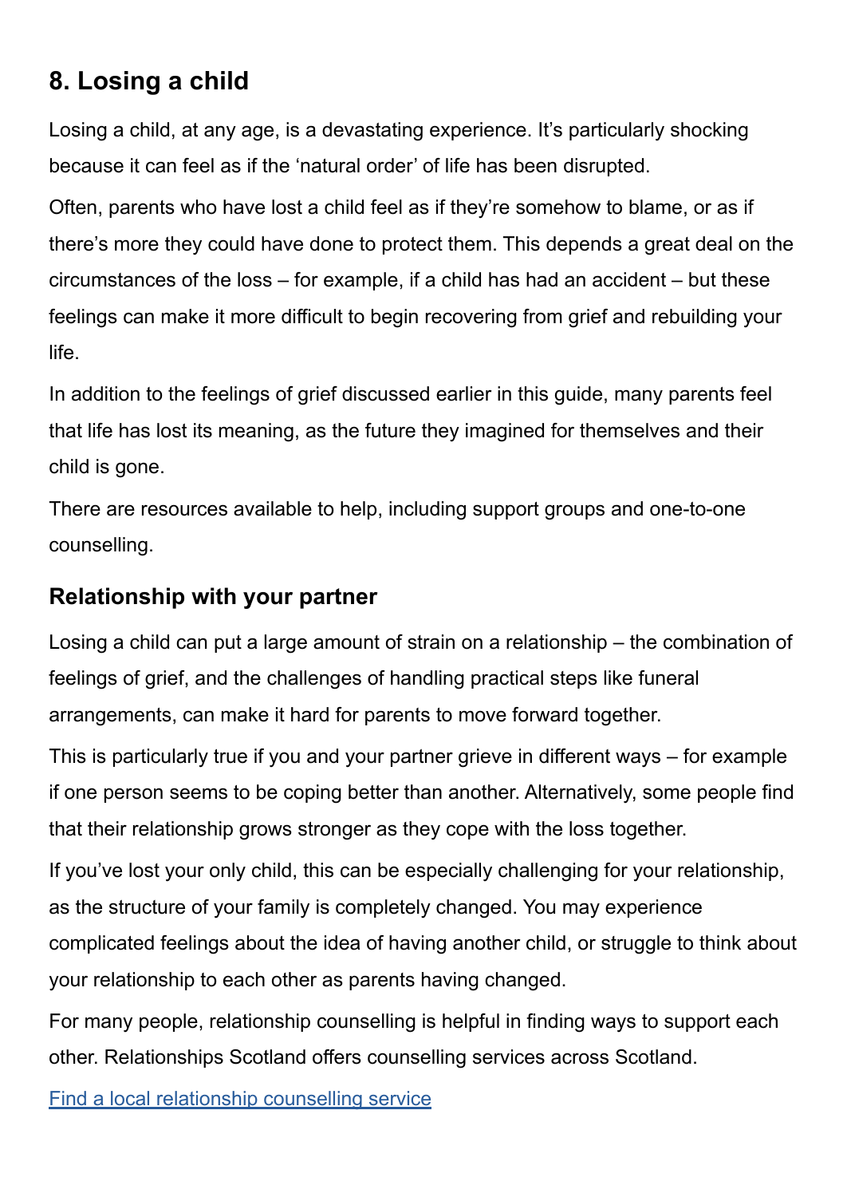## 8. Losing a child

Losing a child, at any age, is a devastating experience. It's particularly shocking because it can feel as if the 'natural order' of life has been disrupted.

Often, parents who have lost a child feel as if they're somehow to blame, or as if there's more they could have done to protect them. This depends a great deal on the circumstances of the loss – for example, if a child has had an accident – but these feelings can make it more difficult to begin recovering from grief and rebuilding your life.

In addition to the feelings of grief discussed earlier in this guide, many parents feel that life has lost its meaning, as the future they imagined for themselves and their child is gone.

There are resources available to help, including support groups and one-to-one counselling.

### Relationship with your partner

Losing a child can put a large amount of strain on a relationship – the combination of feelings of grief, and the challenges of handling practical steps like funeral arrangements, can make it hard for parents to move forward together.

This is particularly true if you and your partner grieve in different ways – for example if one person seems to be coping better than another. Alternatively, some people find that their relationship grows stronger as they cope with the loss together.

If you've lost your only child, this can be especially challenging for your relationship, as the structure of your family is completely changed. You may experience complicated feelings about the idea of having another child, or struggle to think about your relationship to each other as parents having changed.

For many people, relationship counselling is helpful in finding ways to support each other. Relationships Scotland offers counselling services across Scotland.

[Find a local relationship counselling service]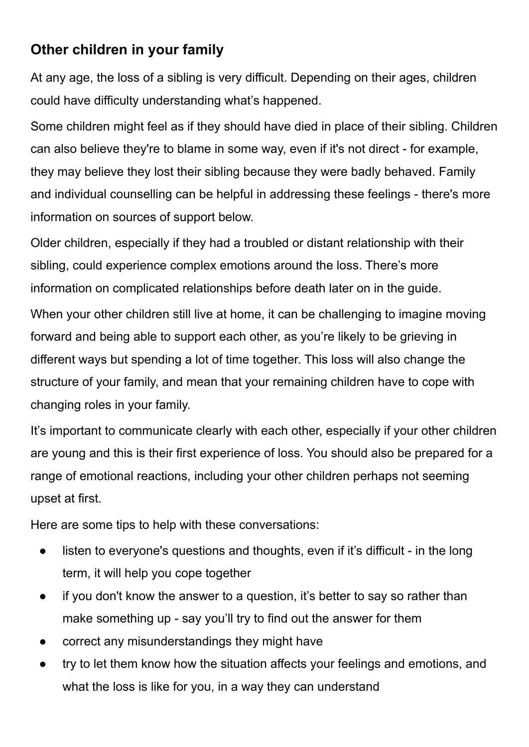## Other children in your family

At any age, the loss of a sibling is very difficult. Depending on their ages, children could have difficulty understanding what's happened.

Some children might feel as if they should have died in place of their sibling. Children can also believe they're to blame in some way, even if it's not direct - for example, they may believe they lost their sibling because they were badly behaved. Family and individual counselling can be helpful in addressing these feelings - there's more information on sources of support below.

Older children, especially if they had a troubled or distant relationship with their sibling, could experience complex emotions around the loss. There's more information on complicated relationships before death later on in the guide.

When your other children still live at home, it can be challenging to imagine moving forward and being able to support each other, as you're likely to be grieving in different ways but spending a lot of time together. This loss will also change the structure of your family, and mean that your remaining children have to cope with changing roles in your family.

It's important to communicate clearly with each other, especially if your other children are young and this is their first experience of loss. You should also be prepared for a range of emotional reactions, including your other children perhaps not seeming upset at first.

Here are some tips to help with these conversations:

- listen to everyone's questions and thoughts, even if it's difficult - in the long term, it will help you cope together
- if you don't know the answer to a question, it's better to say so rather than make something up - say you'll try to find out the answer for them
- correct any misunderstandings they might have
- try to let them know how the situation affects your feelings and emotions, and what the loss is like for you, in a way they can understand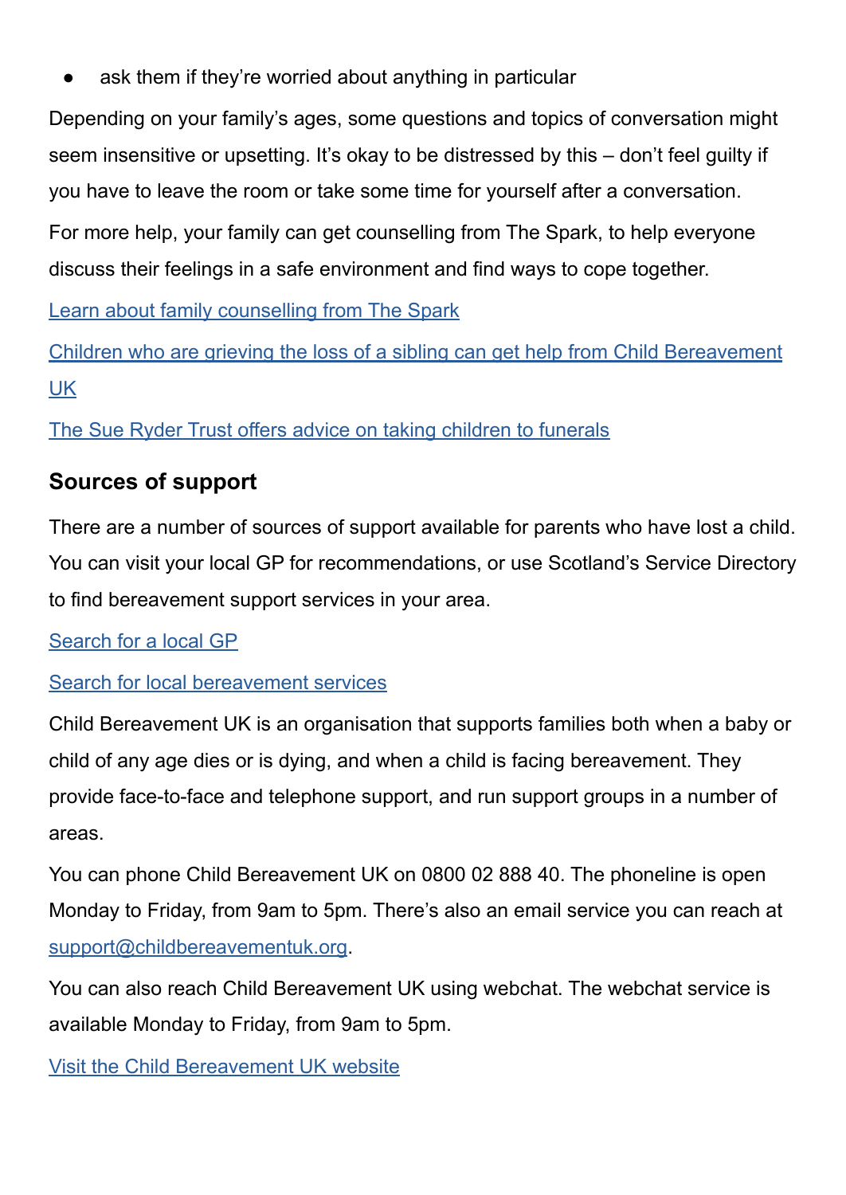- ask them if they're worried about anything in particular

Depending on your family's ages, some questions and topics of conversation might seem insensitive or upsetting. It's okay to be distressed by this – don't feel guilty if you have to leave the room or take some time for yourself after a conversation.

For more help, your family can get counselling from The Spark, to help everyone discuss their feelings in a safe environment and find ways to cope together.

Learn about family counselling from The Spark

Children who are grieving the loss of a sibling can get help from Child Bereavement UK

The Sue Ryder Trust offers advice on taking children to funerals

### Sources of support

There are a number of sources of support available for parents who have lost a child. You can visit your local GP for recommendations, or use Scotland's Service Directory to find bereavement support services in your area.

Search for a local GP

Search for local bereavement services

Child Bereavement UK is an organisation that supports families both when a baby or child of any age dies or is dying, and when a child is facing bereavement. They provide face-to-face and telephone support, and run support groups in a number of areas.

You can phone Child Bereavement UK on 0800 02 888 40. The phoneline is open Monday to Friday, from 9am to 5pm. There's also an email service you can reach at support@childbereavementuk.org.

You can also reach Child Bereavement UK using webchat. The webchat service is available Monday to Friday, from 9am to 5pm.

Visit the Child Bereavement UK website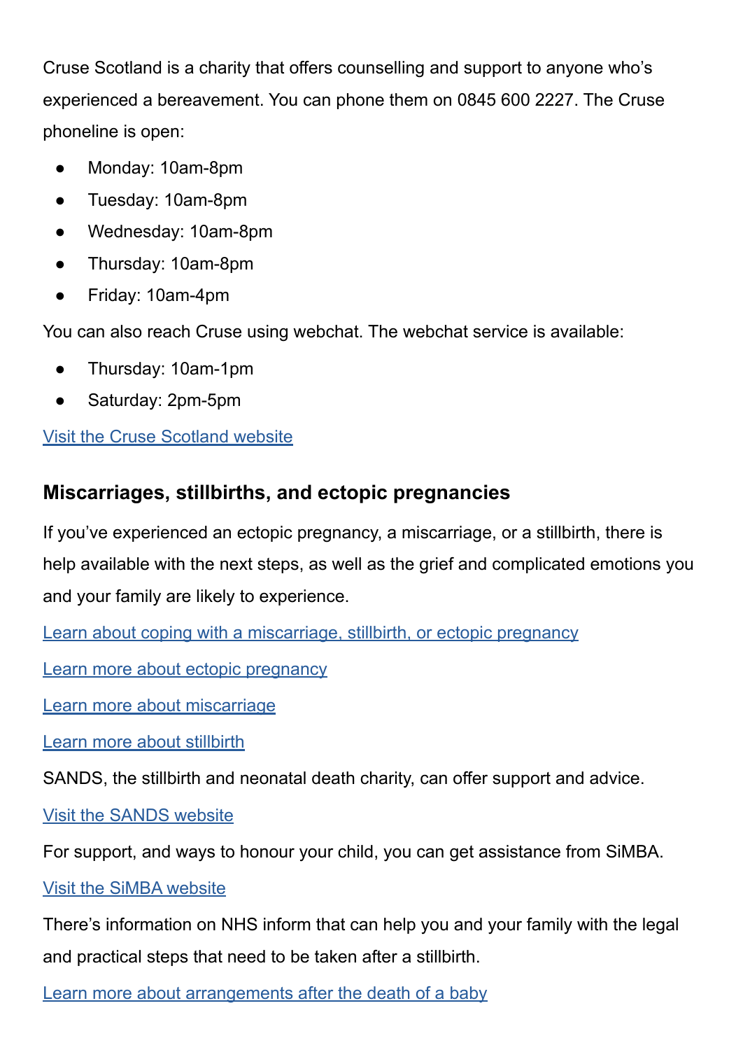Cruse Scotland is a charity that offers counselling and support to anyone who's experienced a bereavement. You can phone them on 0845 600 2227. The Cruse phoneline is open:

- Monday: 10am-8pm
- Tuesday: 10am-8pm
- Wednesday: 10am-8pm
- Thursday: 10am-8pm
- Friday: 10am-4pm

You can also reach Cruse using webchat. The webchat service is available:

- Thursday: 10am-1pm
- Saturday: 2pm-5pm

Visit the Cruse Scotland website

### Miscarriages, stillbirths, and ectopic pregnancies

If you've experienced an ectopic pregnancy, a miscarriage, or a stillbirth, there is help available with the next steps, as well as the grief and complicated emotions you and your family are likely to experience.

Learn about coping with a miscarriage, stillbirth, or ectopic pregnancy

Learn more about ectopic pregnancy

Learn more about miscarriage

Learn more about stillbirth

SANDS, the stillbirth and neonatal death charity, can offer support and advice.

Visit the SANDS website

For support, and ways to honour your child, you can get assistance from SiMBA.

Visit the SiMBA website

There's information on NHS inform that can help you and your family with the legal and practical steps that need to be taken after a stillbirth.

Learn more about arrangements after the death of a baby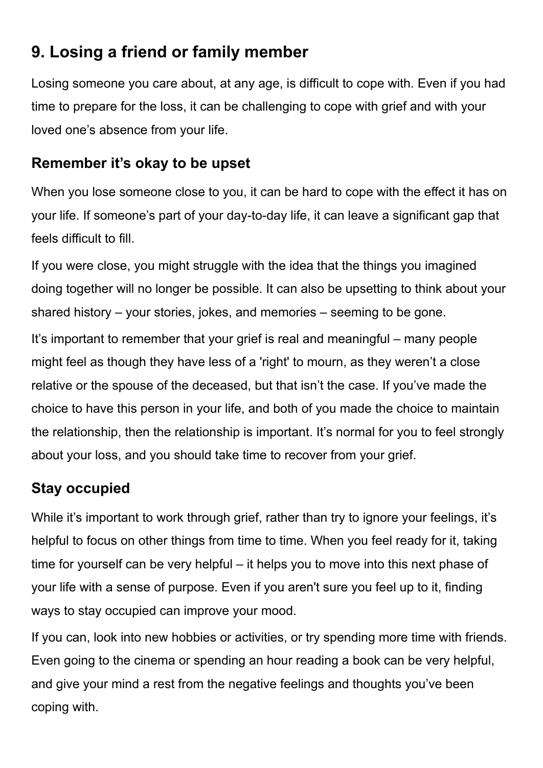## 9. Losing a friend or family member

Losing someone you care about, at any age, is difficult to cope with. Even if you had time to prepare for the loss, it can be challenging to cope with grief and with your loved one's absence from your life.

### Remember it's okay to be upset

When you lose someone close to you, it can be hard to cope with the effect it has on your life. If someone's part of your day-to-day life, it can leave a significant gap that feels difficult to fill.

If you were close, you might struggle with the idea that the things you imagined doing together will no longer be possible. It can also be upsetting to think about your shared history – your stories, jokes, and memories – seeming to be gone.

It's important to remember that your grief is real and meaningful – many people might feel as though they have less of a 'right' to mourn, as they weren't a close relative or the spouse of the deceased, but that isn't the case. If you've made the choice to have this person in your life, and both of you made the choice to maintain the relationship, then the relationship is important. It's normal for you to feel strongly about your loss, and you should take time to recover from your grief.

### Stay occupied

While it's important to work through grief, rather than try to ignore your feelings, it's helpful to focus on other things from time to time. When you feel ready for it, taking time for yourself can be very helpful – it helps you to move into this next phase of your life with a sense of purpose. Even if you aren't sure you feel up to it, finding ways to stay occupied can improve your mood.

If you can, look into new hobbies or activities, or try spending more time with friends. Even going to the cinema or spending an hour reading a book can be very helpful, and give your mind a rest from the negative feelings and thoughts you've been coping with.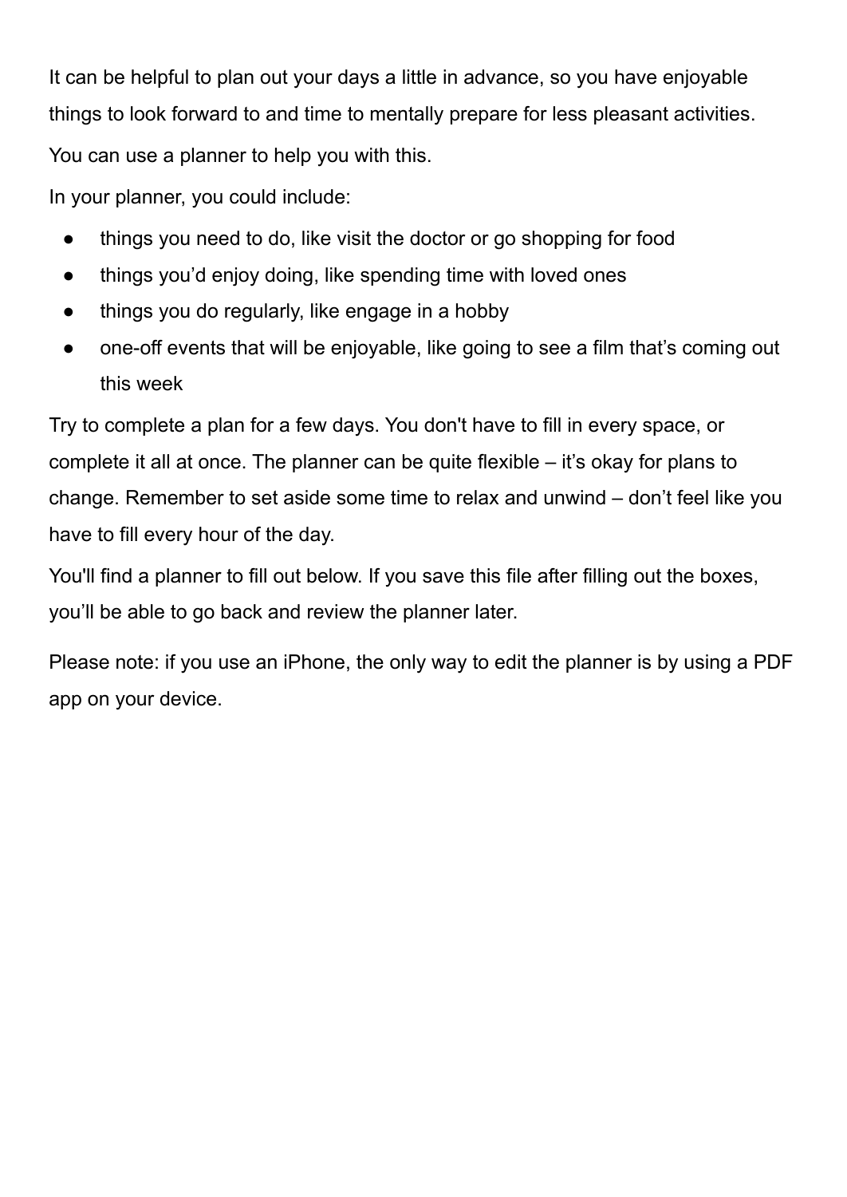It can be helpful to plan out your days a little in advance, so you have enjoyable things to look forward to and time to mentally prepare for less pleasant activities.

You can use a planner to help you with this.

In your planner, you could include:

- things you need to do, like visit the doctor or go shopping for food
- things you'd enjoy doing, like spending time with loved ones
- things you do regularly, like engage in a hobby
- one-off events that will be enjoyable, like going to see a film that's coming out this week

Try to complete a plan for a few days. You don't have to fill in every space, or complete it all at once. The planner can be quite flexible – it's okay for plans to change. Remember to set aside some time to relax and unwind – don't feel like you have to fill every hour of the day.

You'll find a planner to fill out below. If you save this file after filling out the boxes, you'll be able to go back and review the planner later.

Please note: if you use an iPhone, the only way to edit the planner is by using a PDF app on your device.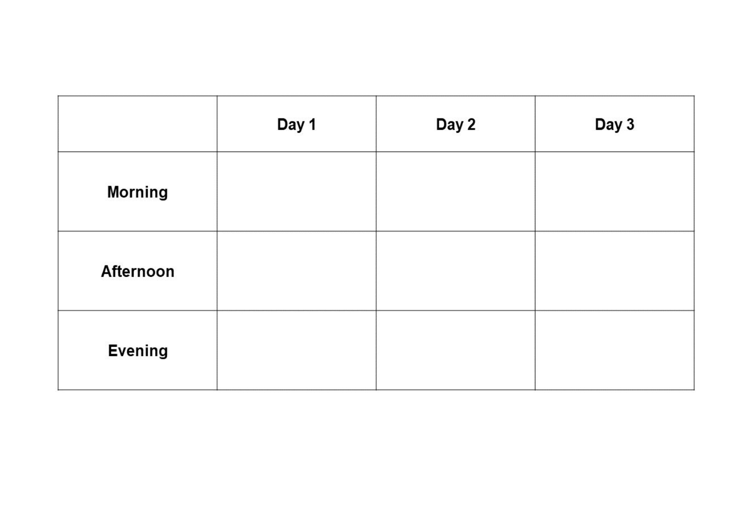| | **Day 1** | **Day 2** | **Day 3** |
|---|---|---|---|
| **Morning** | | | |
| **Afternoon** | | | |
| **Evening** | | | |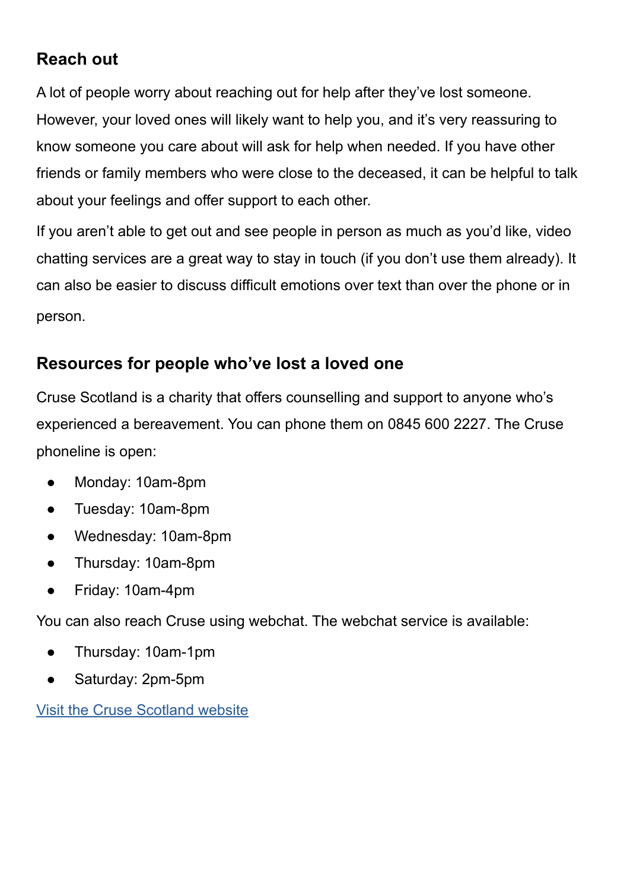## Reach out

A lot of people worry about reaching out for help after they've lost someone. However, your loved ones will likely want to help you, and it's very reassuring to know someone you care about will ask for help when needed. If you have other friends or family members who were close to the deceased, it can be helpful to talk about your feelings and offer support to each other.

If you aren't able to get out and see people in person as much as you'd like, video chatting services are a great way to stay in touch (if you don't use them already). It can also be easier to discuss difficult emotions over text than over the phone or in person.

## Resources for people who've lost a loved one

Cruse Scotland is a charity that offers counselling and support to anyone who's experienced a bereavement. You can phone them on 0845 600 2227. The Cruse phoneline is open:

- Monday: 10am-8pm
- Tuesday: 10am-8pm
- Wednesday: 10am-8pm
- Thursday: 10am-8pm
- Friday: 10am-4pm

You can also reach Cruse using webchat. The webchat service is available:

- Thursday: 10am-1pm
- Saturday: 2pm-5pm

Visit the Cruse Scotland website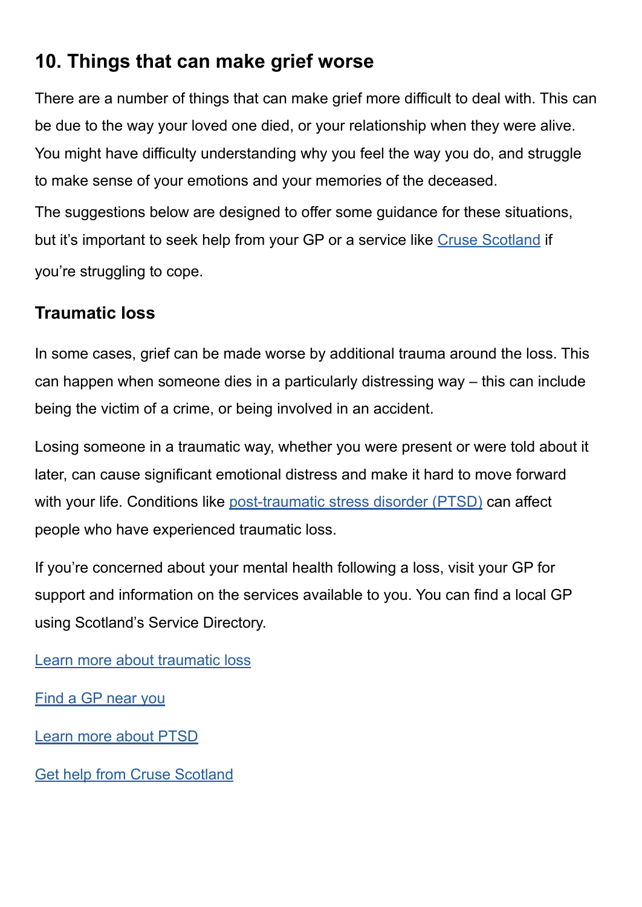## 10. Things that can make grief worse

There are a number of things that can make grief more difficult to deal with. This can be due to the way your loved one died, or your relationship when they were alive. You might have difficulty understanding why you feel the way you do, and struggle to make sense of your emotions and your memories of the deceased.

The suggestions below are designed to offer some guidance for these situations, but it's important to seek help from your GP or a service like Cruse Scotland if you're struggling to cope.

### Traumatic loss

In some cases, grief can be made worse by additional trauma around the loss. This can happen when someone dies in a particularly distressing way – this can include being the victim of a crime, or being involved in an accident.

Losing someone in a traumatic way, whether you were present or were told about it later, can cause significant emotional distress and make it hard to move forward with your life. Conditions like post-traumatic stress disorder (PTSD) can affect people who have experienced traumatic loss.

If you're concerned about your mental health following a loss, visit your GP for support and information on the services available to you. You can find a local GP using Scotland's Service Directory.

Learn more about traumatic loss

Find a GP near you

Learn more about PTSD

Get help from Cruse Scotland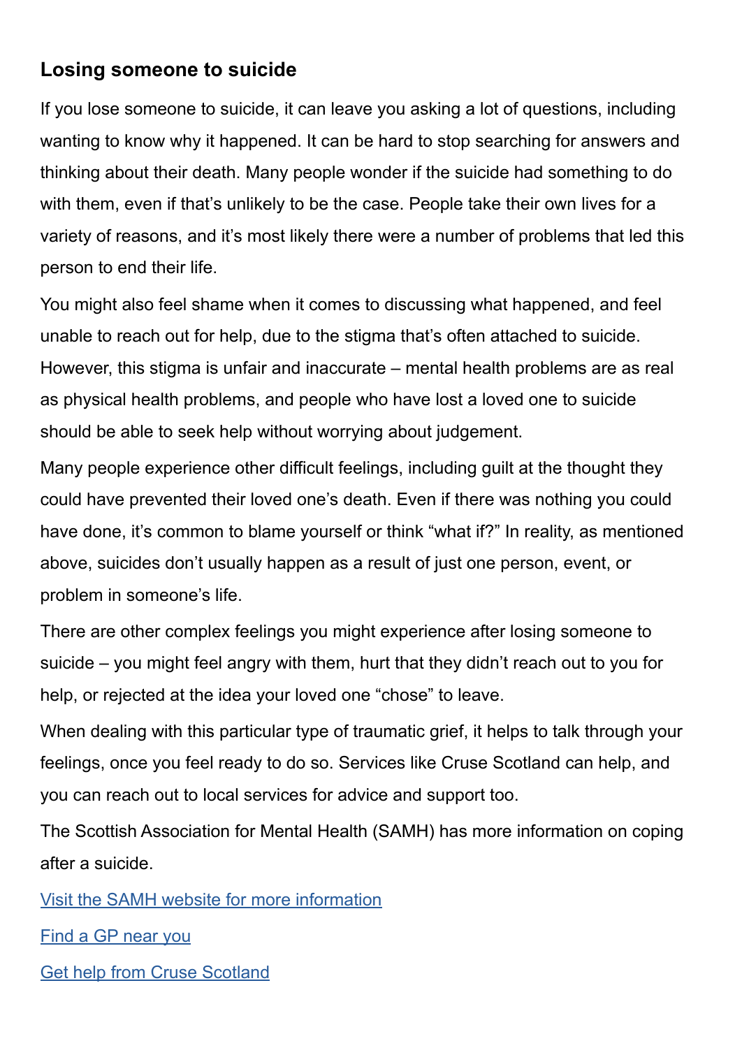## Losing someone to suicide

If you lose someone to suicide, it can leave you asking a lot of questions, including wanting to know why it happened. It can be hard to stop searching for answers and thinking about their death. Many people wonder if the suicide had something to do with them, even if that's unlikely to be the case. People take their own lives for a variety of reasons, and it's most likely there were a number of problems that led this person to end their life.

You might also feel shame when it comes to discussing what happened, and feel unable to reach out for help, due to the stigma that's often attached to suicide. However, this stigma is unfair and inaccurate – mental health problems are as real as physical health problems, and people who have lost a loved one to suicide should be able to seek help without worrying about judgement.

Many people experience other difficult feelings, including guilt at the thought they could have prevented their loved one's death. Even if there was nothing you could have done, it's common to blame yourself or think "what if?" In reality, as mentioned above, suicides don't usually happen as a result of just one person, event, or problem in someone's life.

There are other complex feelings you might experience after losing someone to suicide – you might feel angry with them, hurt that they didn't reach out to you for help, or rejected at the idea your loved one "chose" to leave.

When dealing with this particular type of traumatic grief, it helps to talk through your feelings, once you feel ready to do so. Services like Cruse Scotland can help, and you can reach out to local services for advice and support too.

The Scottish Association for Mental Health (SAMH) has more information on coping after a suicide.

[Visit the SAMH website for more information]

[Find a GP near you]

[Get help from Cruse Scotland]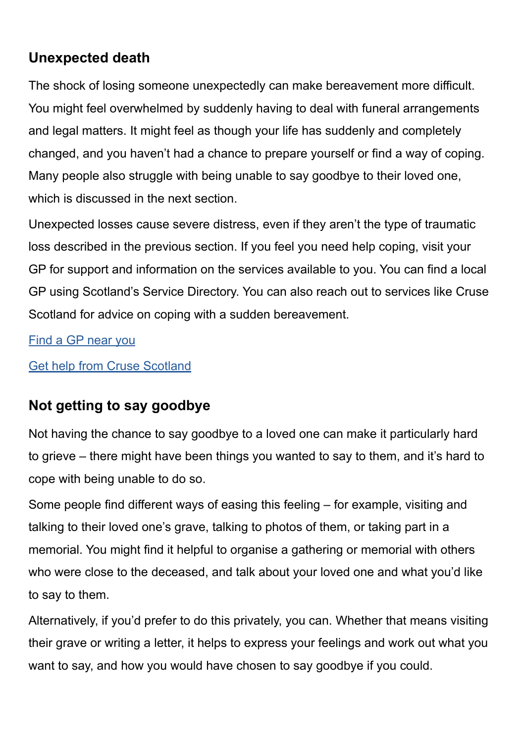## Unexpected death

The shock of losing someone unexpectedly can make bereavement more difficult. You might feel overwhelmed by suddenly having to deal with funeral arrangements and legal matters. It might feel as though your life has suddenly and completely changed, and you haven't had a chance to prepare yourself or find a way of coping. Many people also struggle with being unable to say goodbye to their loved one, which is discussed in the next section.

Unexpected losses cause severe distress, even if they aren't the type of traumatic loss described in the previous section. If you feel you need help coping, visit your GP for support and information on the services available to you. You can find a local GP using Scotland's Service Directory. You can also reach out to services like Cruse Scotland for advice on coping with a sudden bereavement.

Find a GP near you

Get help from Cruse Scotland

## Not getting to say goodbye

Not having the chance to say goodbye to a loved one can make it particularly hard to grieve – there might have been things you wanted to say to them, and it's hard to cope with being unable to do so.

Some people find different ways of easing this feeling – for example, visiting and talking to their loved one's grave, talking to photos of them, or taking part in a memorial. You might find it helpful to organise a gathering or memorial with others who were close to the deceased, and talk about your loved one and what you'd like to say to them.

Alternatively, if you'd prefer to do this privately, you can. Whether that means visiting their grave or writing a letter, it helps to express your feelings and work out what you want to say, and how you would have chosen to say goodbye if you could.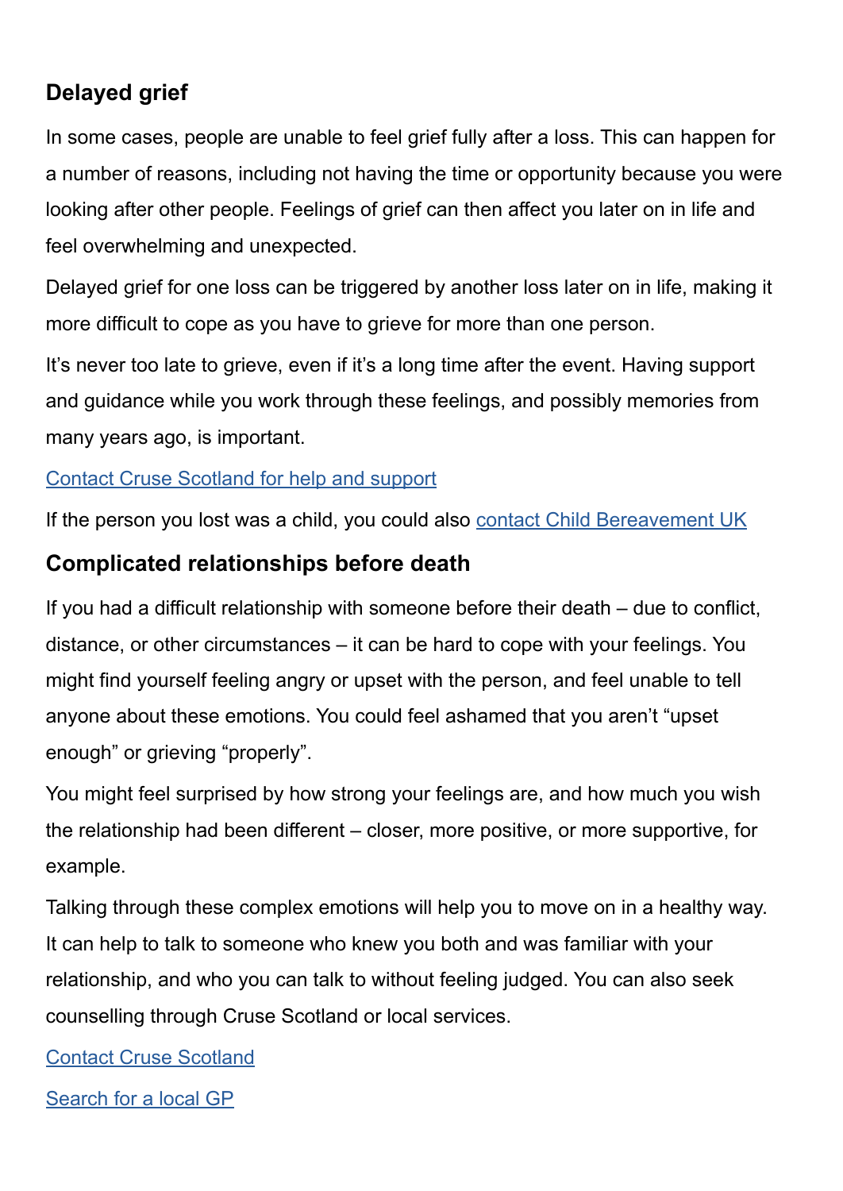### Delayed grief

In some cases, people are unable to feel grief fully after a loss. This can happen for a number of reasons, including not having the time or opportunity because you were looking after other people. Feelings of grief can then affect you later on in life and feel overwhelming and unexpected.

Delayed grief for one loss can be triggered by another loss later on in life, making it more difficult to cope as you have to grieve for more than one person.

It's never too late to grieve, even if it's a long time after the event. Having support and guidance while you work through these feelings, and possibly memories from many years ago, is important.

[Contact Cruse Scotland for help and support]

If the person you lost was a child, you could also [contact Child Bereavement UK]

### Complicated relationships before death

If you had a difficult relationship with someone before their death – due to conflict, distance, or other circumstances – it can be hard to cope with your feelings. You might find yourself feeling angry or upset with the person, and feel unable to tell anyone about these emotions. You could feel ashamed that you aren't "upset enough" or grieving "properly".

You might feel surprised by how strong your feelings are, and how much you wish the relationship had been different – closer, more positive, or more supportive, for example.

Talking through these complex emotions will help you to move on in a healthy way. It can help to talk to someone who knew you both and was familiar with your relationship, and who you can talk to without feeling judged. You can also seek counselling through Cruse Scotland or local services.

[Contact Cruse Scotland]

[Search for a local GP]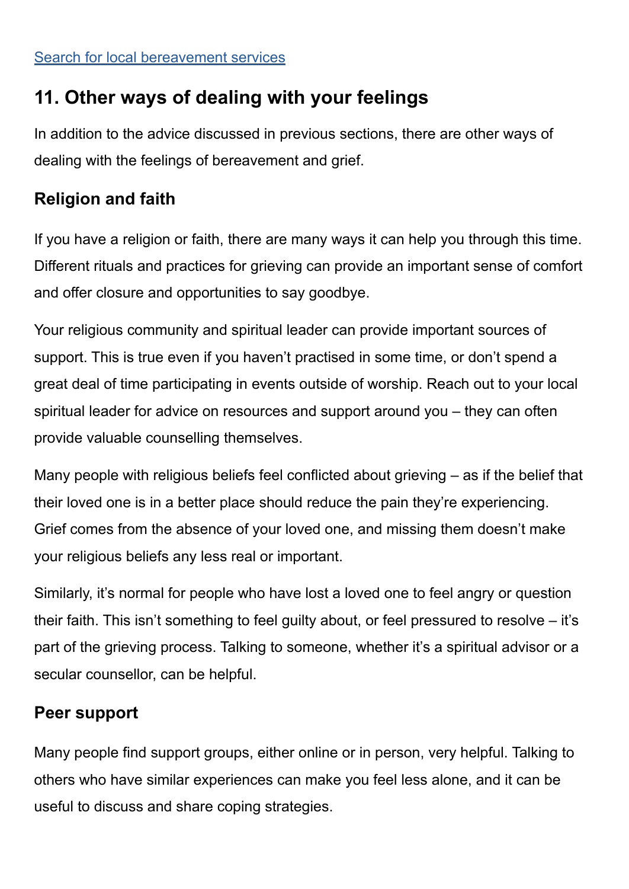Search for local bereavement services

## 11. Other ways of dealing with your feelings

In addition to the advice discussed in previous sections, there are other ways of dealing with the feelings of bereavement and grief.

### Religion and faith

If you have a religion or faith, there are many ways it can help you through this time. Different rituals and practices for grieving can provide an important sense of comfort and offer closure and opportunities to say goodbye.

Your religious community and spiritual leader can provide important sources of support. This is true even if you haven't practised in some time, or don't spend a great deal of time participating in events outside of worship. Reach out to your local spiritual leader for advice on resources and support around you – they can often provide valuable counselling themselves.

Many people with religious beliefs feel conflicted about grieving – as if the belief that their loved one is in a better place should reduce the pain they're experiencing. Grief comes from the absence of your loved one, and missing them doesn't make your religious beliefs any less real or important.

Similarly, it's normal for people who have lost a loved one to feel angry or question their faith. This isn't something to feel guilty about, or feel pressured to resolve – it's part of the grieving process. Talking to someone, whether it's a spiritual advisor or a secular counsellor, can be helpful.

### Peer support

Many people find support groups, either online or in person, very helpful. Talking to others who have similar experiences can make you feel less alone, and it can be useful to discuss and share coping strategies.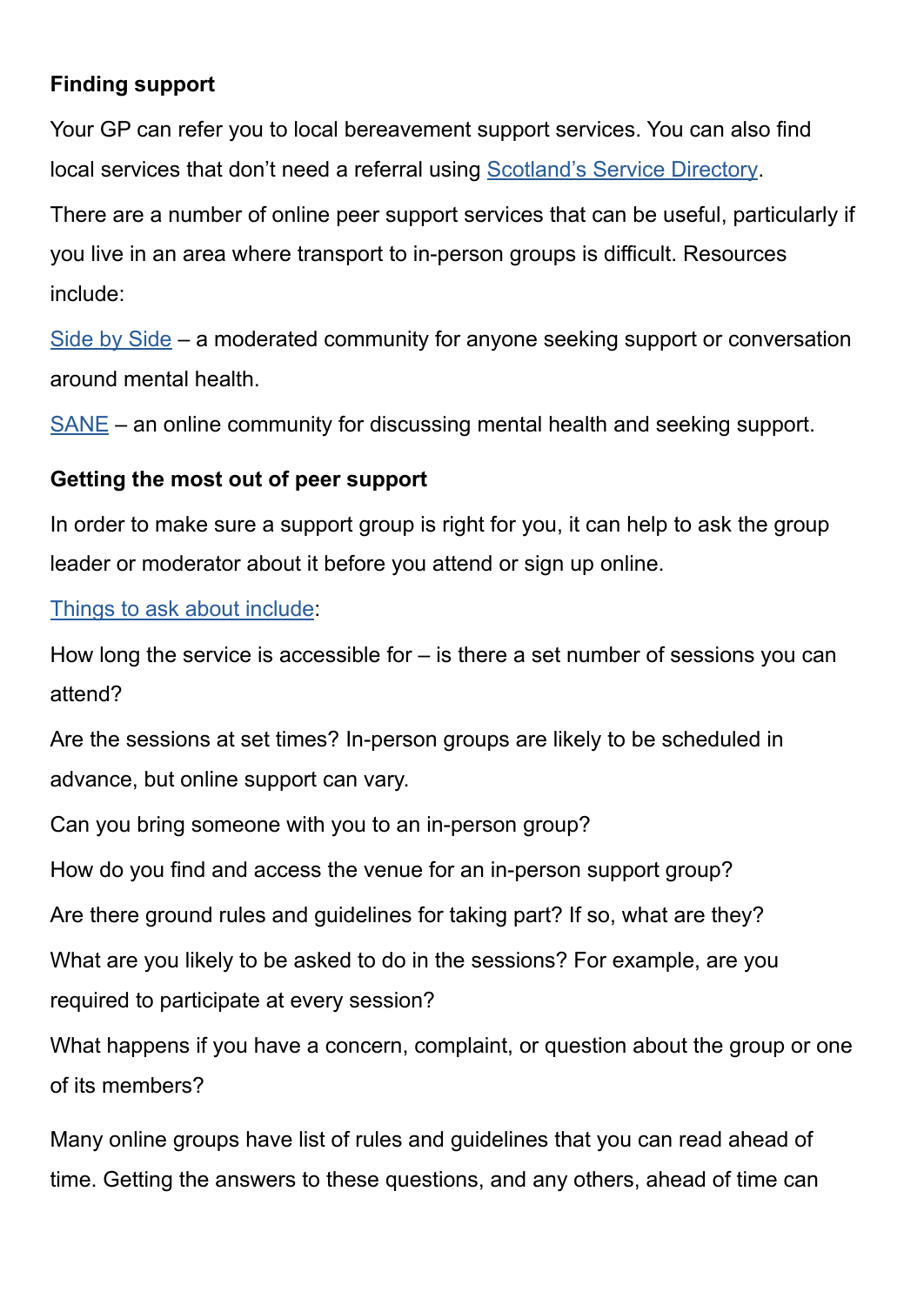**Finding support**

Your GP can refer you to local bereavement support services. You can also find local services that don't need a referral using Scotland's Service Directory.

There are a number of online peer support services that can be useful, particularly if you live in an area where transport to in-person groups is difficult. Resources include:

Side by Side – a moderated community for anyone seeking support or conversation around mental health.

SANE – an online community for discussing mental health and seeking support.

**Getting the most out of peer support**

In order to make sure a support group is right for you, it can help to ask the group leader or moderator about it before you attend or sign up online.

Things to ask about include:

How long the service is accessible for – is there a set number of sessions you can attend?

Are the sessions at set times? In-person groups are likely to be scheduled in advance, but online support can vary.

Can you bring someone with you to an in-person group?

How do you find and access the venue for an in-person support group?

Are there ground rules and guidelines for taking part? If so, what are they?

What are you likely to be asked to do in the sessions? For example, are you required to participate at every session?

What happens if you have a concern, complaint, or question about the group or one of its members?

Many online groups have list of rules and guidelines that you can read ahead of time. Getting the answers to these questions, and any others, ahead of time can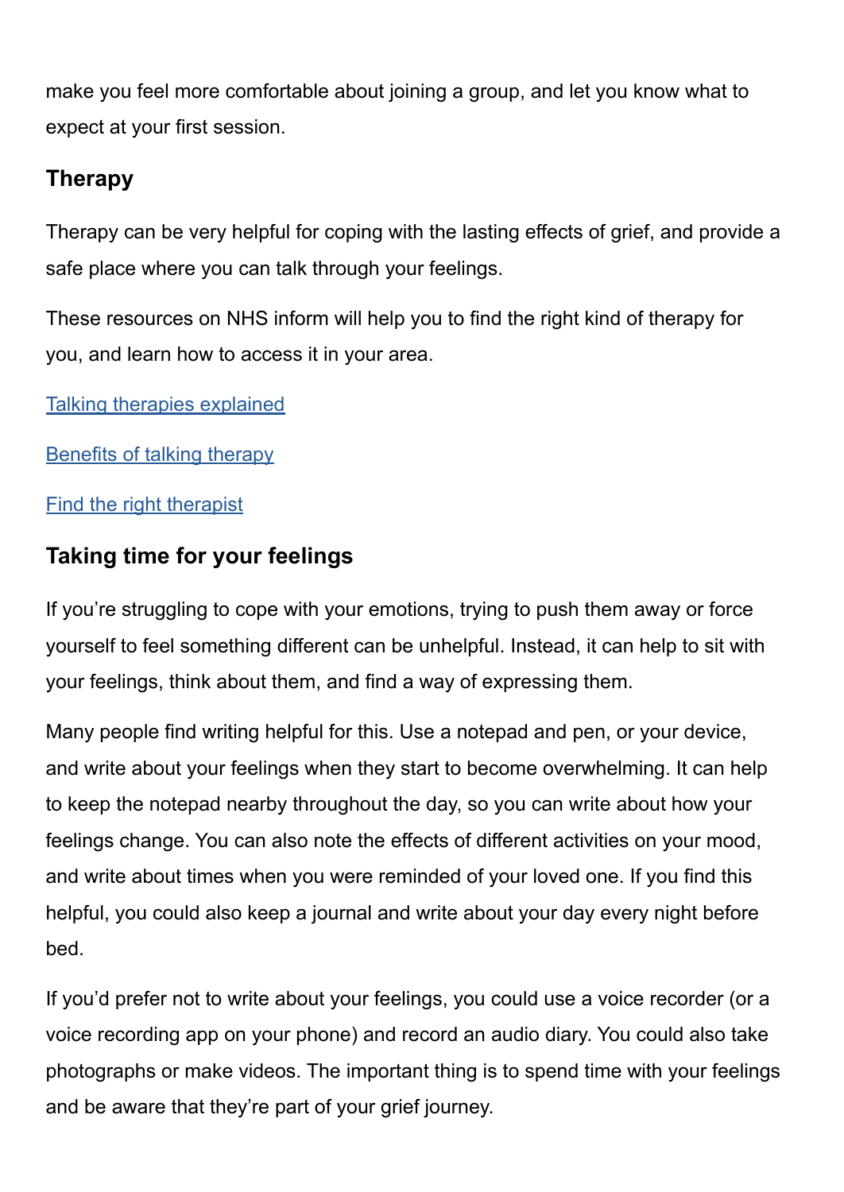make you feel more comfortable about joining a group, and let you know what to expect at your first session.

### Therapy

Therapy can be very helpful for coping with the lasting effects of grief, and provide a safe place where you can talk through your feelings.

These resources on NHS inform will help you to find the right kind of therapy for you, and learn how to access it in your area.

Talking therapies explained

Benefits of talking therapy

Find the right therapist

### Taking time for your feelings

If you're struggling to cope with your emotions, trying to push them away or force yourself to feel something different can be unhelpful. Instead, it can help to sit with your feelings, think about them, and find a way of expressing them.

Many people find writing helpful for this. Use a notepad and pen, or your device, and write about your feelings when they start to become overwhelming. It can help to keep the notepad nearby throughout the day, so you can write about how your feelings change. You can also note the effects of different activities on your mood, and write about times when you were reminded of your loved one. If you find this helpful, you could also keep a journal and write about your day every night before bed.

If you'd prefer not to write about your feelings, you could use a voice recorder (or a voice recording app on your phone) and record an audio diary. You could also take photographs or make videos. The important thing is to spend time with your feelings and be aware that they're part of your grief journey.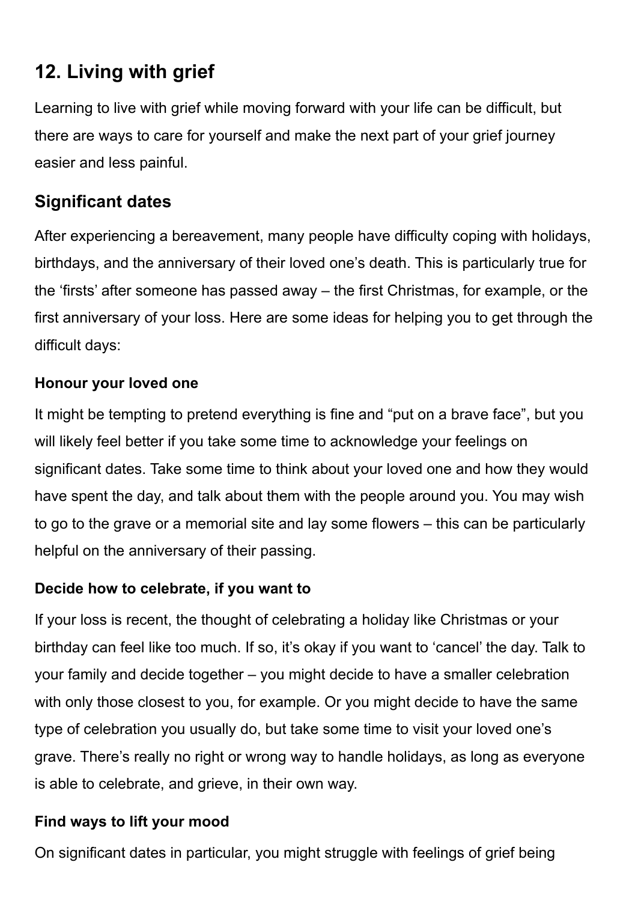## 12. Living with grief

Learning to live with grief while moving forward with your life can be difficult, but there are ways to care for yourself and make the next part of your grief journey easier and less painful.

### Significant dates

After experiencing a bereavement, many people have difficulty coping with holidays, birthdays, and the anniversary of their loved one's death. This is particularly true for the 'firsts' after someone has passed away – the first Christmas, for example, or the first anniversary of your loss. Here are some ideas for helping you to get through the difficult days:

#### Honour your loved one

It might be tempting to pretend everything is fine and "put on a brave face", but you will likely feel better if you take some time to acknowledge your feelings on significant dates. Take some time to think about your loved one and how they would have spent the day, and talk about them with the people around you. You may wish to go to the grave or a memorial site and lay some flowers – this can be particularly helpful on the anniversary of their passing.

#### Decide how to celebrate, if you want to

If your loss is recent, the thought of celebrating a holiday like Christmas or your birthday can feel like too much. If so, it's okay if you want to 'cancel' the day. Talk to your family and decide together – you might decide to have a smaller celebration with only those closest to you, for example. Or you might decide to have the same type of celebration you usually do, but take some time to visit your loved one's grave. There's really no right or wrong way to handle holidays, as long as everyone is able to celebrate, and grieve, in their own way.

#### Find ways to lift your mood

On significant dates in particular, you might struggle with feelings of grief being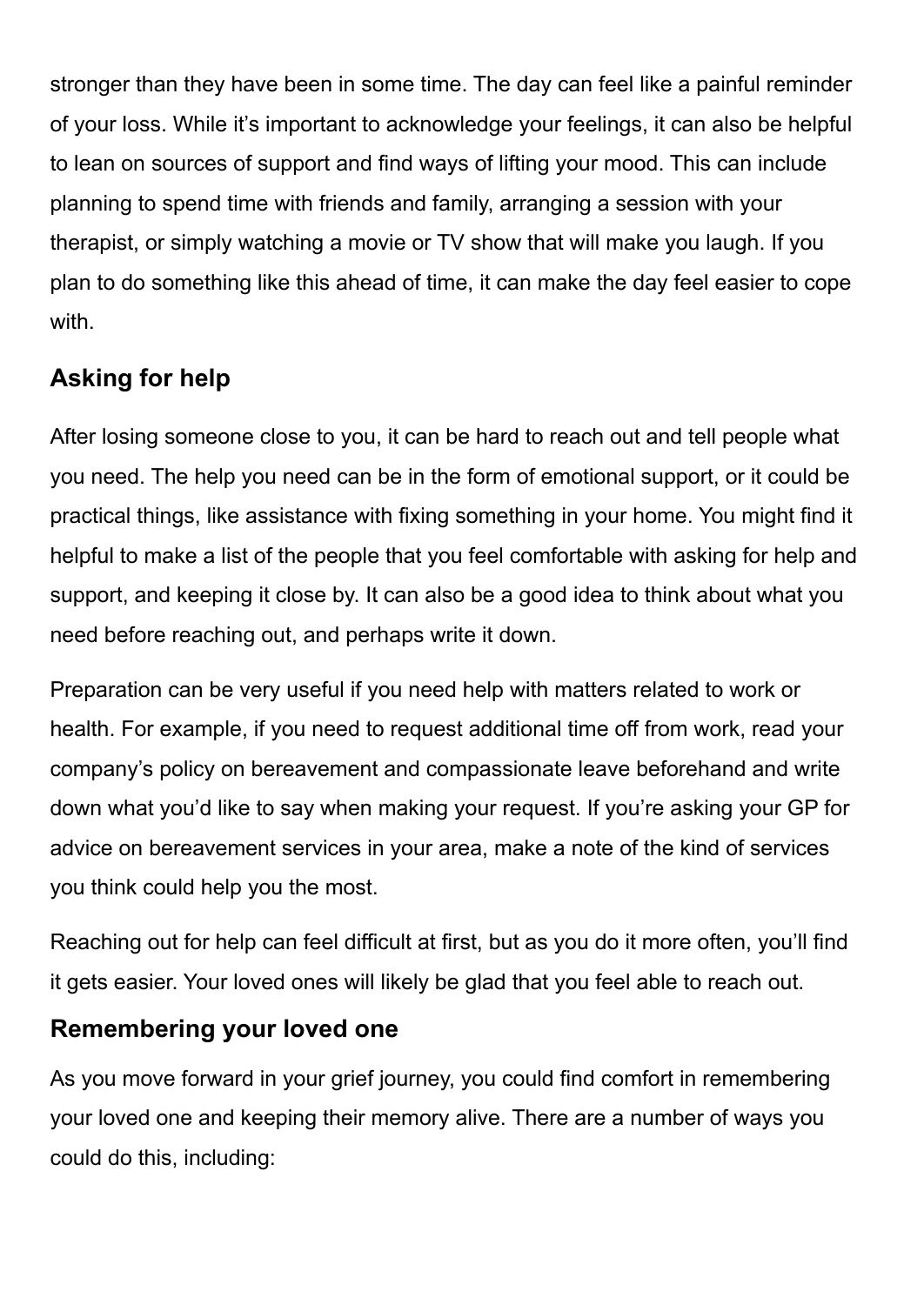stronger than they have been in some time. The day can feel like a painful reminder of your loss. While it's important to acknowledge your feelings, it can also be helpful to lean on sources of support and find ways of lifting your mood. This can include planning to spend time with friends and family, arranging a session with your therapist, or simply watching a movie or TV show that will make you laugh. If you plan to do something like this ahead of time, it can make the day feel easier to cope with.

## Asking for help

After losing someone close to you, it can be hard to reach out and tell people what you need. The help you need can be in the form of emotional support, or it could be practical things, like assistance with fixing something in your home. You might find it helpful to make a list of the people that you feel comfortable with asking for help and support, and keeping it close by. It can also be a good idea to think about what you need before reaching out, and perhaps write it down.

Preparation can be very useful if you need help with matters related to work or health. For example, if you need to request additional time off from work, read your company's policy on bereavement and compassionate leave beforehand and write down what you'd like to say when making your request. If you're asking your GP for advice on bereavement services in your area, make a note of the kind of services you think could help you the most.

Reaching out for help can feel difficult at first, but as you do it more often, you'll find it gets easier. Your loved ones will likely be glad that you feel able to reach out.

## Remembering your loved one

As you move forward in your grief journey, you could find comfort in remembering your loved one and keeping their memory alive. There are a number of ways you could do this, including: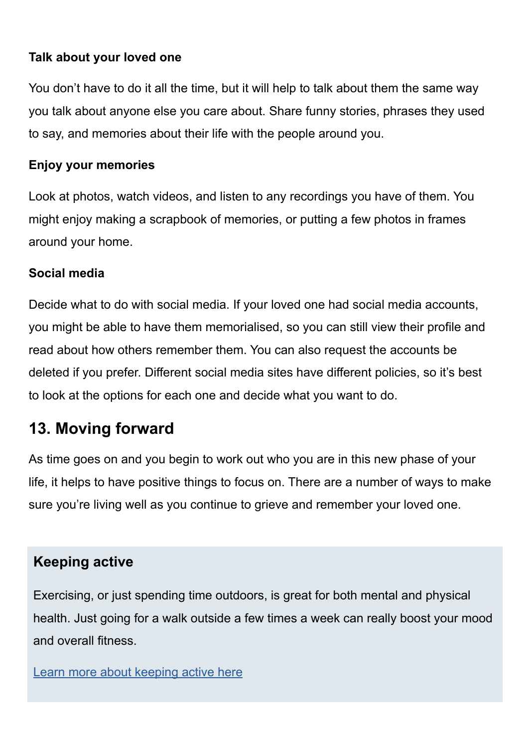### Talk about your loved one

You don't have to do it all the time, but it will help to talk about them the same way you talk about anyone else you care about. Share funny stories, phrases they used to say, and memories about their life with the people around you.

### Enjoy your memories

Look at photos, watch videos, and listen to any recordings you have of them. You might enjoy making a scrapbook of memories, or putting a few photos in frames around your home.

### Social media

Decide what to do with social media. If your loved one had social media accounts, you might be able to have them memorialised, so you can still view their profile and read about how others remember them. You can also request the accounts be deleted if you prefer. Different social media sites have different policies, so it's best to look at the options for each one and decide what you want to do.

## 13. Moving forward

As time goes on and you begin to work out who you are in this new phase of your life, it helps to have positive things to focus on. There are a number of ways to make sure you're living well as you continue to grieve and remember your loved one.

### Keeping active

Exercising, or just spending time outdoors, is great for both mental and physical health. Just going for a walk outside a few times a week can really boost your mood and overall fitness.

Learn more about keeping active here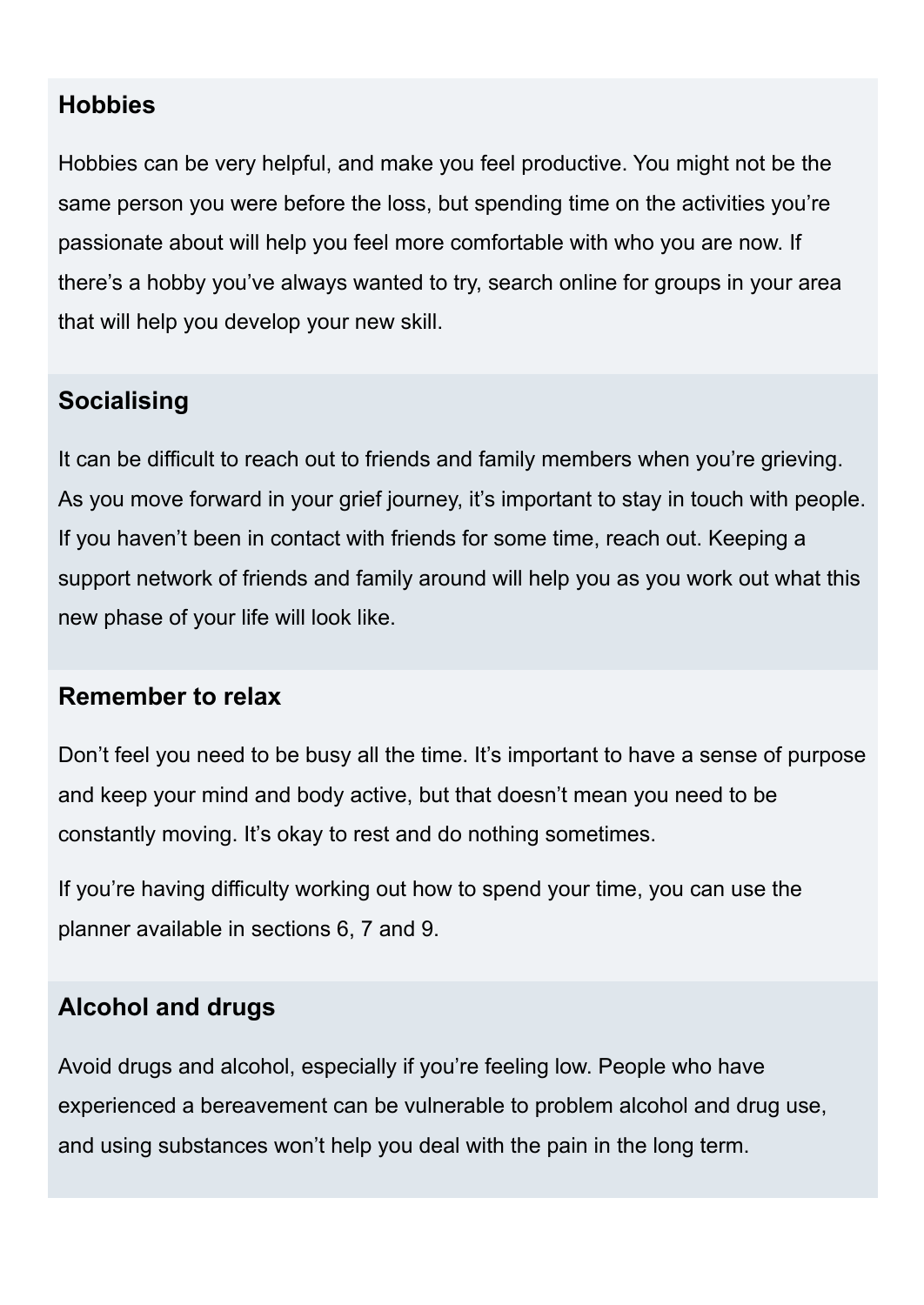### Hobbies

Hobbies can be very helpful, and make you feel productive. You might not be the same person you were before the loss, but spending time on the activities you're passionate about will help you feel more comfortable with who you are now. If there's a hobby you've always wanted to try, search online for groups in your area that will help you develop your new skill.

### Socialising

It can be difficult to reach out to friends and family members when you're grieving. As you move forward in your grief journey, it's important to stay in touch with people. If you haven't been in contact with friends for some time, reach out. Keeping a support network of friends and family around will help you as you work out what this new phase of your life will look like.

### Remember to relax

Don't feel you need to be busy all the time. It's important to have a sense of purpose and keep your mind and body active, but that doesn't mean you need to be constantly moving. It's okay to rest and do nothing sometimes.

If you're having difficulty working out how to spend your time, you can use the planner available in sections 6, 7 and 9.

### Alcohol and drugs

Avoid drugs and alcohol, especially if you're feeling low. People who have experienced a bereavement can be vulnerable to problem alcohol and drug use, and using substances won't help you deal with the pain in the long term.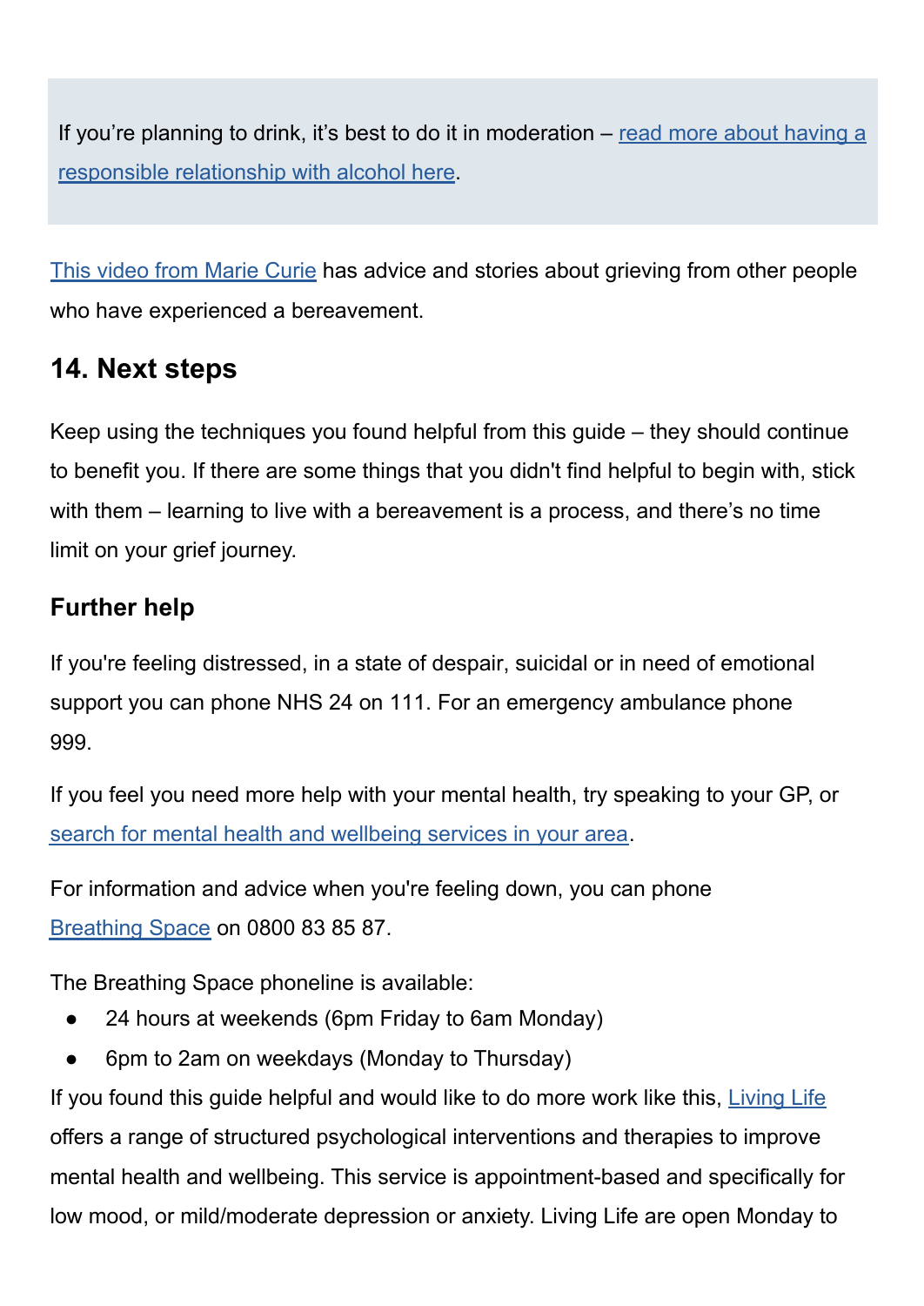If you're planning to drink, it's best to do it in moderation – read more about having a responsible relationship with alcohol here.

This video from Marie Curie has advice and stories about grieving from other people who have experienced a bereavement.

## 14. Next steps

Keep using the techniques you found helpful from this guide – they should continue to benefit you. If there are some things that you didn't find helpful to begin with, stick with them – learning to live with a bereavement is a process, and there's no time limit on your grief journey.

### Further help

If you're feeling distressed, in a state of despair, suicidal or in need of emotional support you can phone NHS 24 on 111. For an emergency ambulance phone 999.

If you feel you need more help with your mental health, try speaking to your GP, or search for mental health and wellbeing services in your area.

For information and advice when you're feeling down, you can phone Breathing Space on 0800 83 85 87.

The Breathing Space phoneline is available:

- 24 hours at weekends (6pm Friday to 6am Monday)
- 6pm to 2am on weekdays (Monday to Thursday)

If you found this guide helpful and would like to do more work like this, Living Life offers a range of structured psychological interventions and therapies to improve mental health and wellbeing. This service is appointment-based and specifically for low mood, or mild/moderate depression or anxiety. Living Life are open Monday to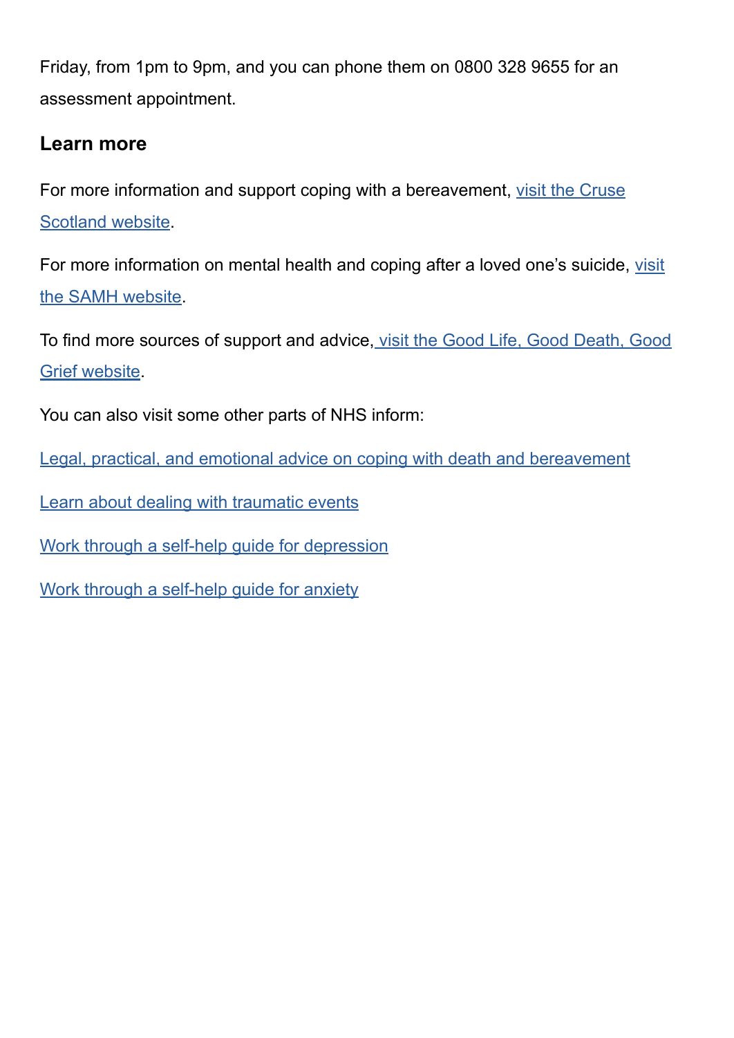Friday, from 1pm to 9pm, and you can phone them on 0800 328 9655 for an assessment appointment.

### Learn more

For more information and support coping with a bereavement, visit the Cruse Scotland website.

For more information on mental health and coping after a loved one's suicide, visit the SAMH website.

To find more sources of support and advice, visit the Good Life, Good Death, Good Grief website.

You can also visit some other parts of NHS inform:

Legal, practical, and emotional advice on coping with death and bereavement

Learn about dealing with traumatic events

Work through a self-help guide for depression

Work through a self-help guide for anxiety